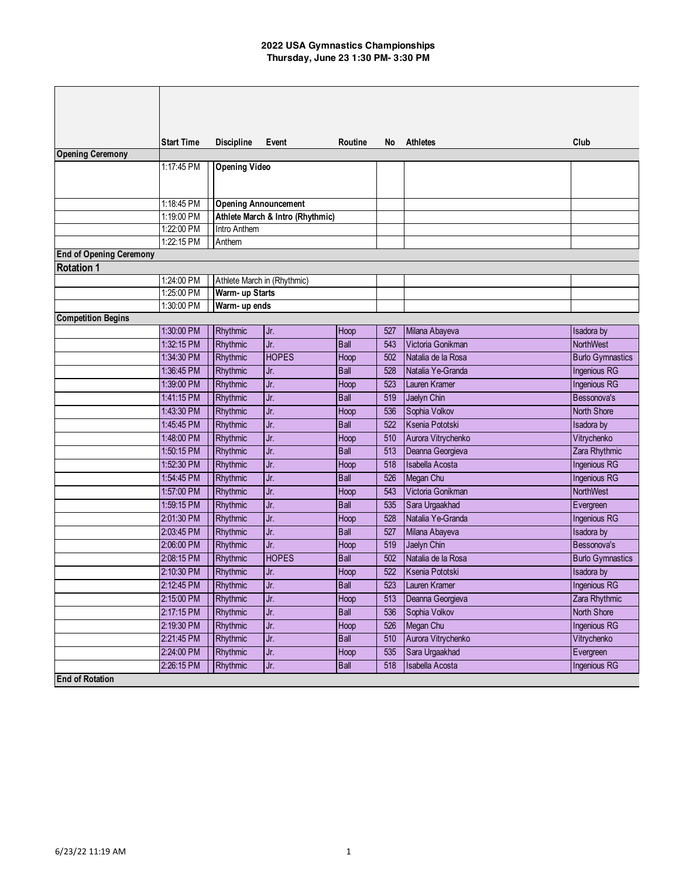# 2022 USA Gymnastics Championships
## Thursday, June 23 1:30 PM- 3:30 PM

| | Start Time | Discipline | Event | Routine | No | Athletes | Club |
|---|---|---|---|---|---|---|---|
| **Opening Ceremony** | | | | | | | |
| | 1:17:45 PM | **Opening Video** | | | | | |
| | 1:18:45 PM | **Opening Announcement** | | | | | |
| | 1:19:00 PM | **Athlete March & Intro (Rhythmic)** | | | | | |
| | 1:22:00 PM | Intro Anthem | | | | | |
| | 1:22:15 PM | Anthem | | | | | |
| **End of Opening Ceremony** | | | | | | | |
| **Rotation 1** | | | | | | | |
| | 1:24:00 PM | Athlete March in (Rhythmic) | | | | | |
| | 1:25:00 PM | **Warm- up Starts** | | | | | |
| | 1:30:00 PM | **Warm- up ends** | | | | | |
| **Competition Begins** | | | | | | | |
| | 1:30:00 PM | Rhythmic | Jr. | Hoop | 527 | Milana Abayeva | Isadora by |
| | 1:32:15 PM | Rhythmic | Jr. | Ball | 543 | Victoria Gonikman | NorthWest |
| | 1:34:30 PM | Rhythmic | HOPES | Hoop | 502 | Natalia de la Rosa | Burlo Gymnastics |
| | 1:36:45 PM | Rhythmic | Jr. | Ball | 528 | Natalia Ye-Granda | Ingenious RG |
| | 1:39:00 PM | Rhythmic | Jr. | Hoop | 523 | Lauren Kramer | Ingenious RG |
| | 1:41:15 PM | Rhythmic | Jr. | Ball | 519 | Jaelyn Chin | Bessonova's |
| | 1:43:30 PM | Rhythmic | Jr. | Hoop | 536 | Sophia Volkov | North Shore |
| | 1:45:45 PM | Rhythmic | Jr. | Ball | 522 | Ksenia Pototski | Isadora by |
| | 1:48:00 PM | Rhythmic | Jr. | Hoop | 510 | Aurora Vitrychenko | Vitrychenko |
| | 1:50:15 PM | Rhythmic | Jr. | Ball | 513 | Deanna Georgieva | Zara Rhythmic |
| | 1:52:30 PM | Rhythmic | Jr. | Hoop | 518 | Isabella Acosta | Ingenious RG |
| | 1:54:45 PM | Rhythmic | Jr. | Ball | 526 | Megan Chu | Ingenious RG |
| | 1:57:00 PM | Rhythmic | Jr. | Hoop | 543 | Victoria Gonikman | NorthWest |
| | 1:59:15 PM | Rhythmic | Jr. | Ball | 535 | Sara Urgaakhad | Evergreen |
| | 2:01:30 PM | Rhythmic | Jr. | Hoop | 528 | Natalia Ye-Granda | Ingenious RG |
| | 2:03:45 PM | Rhythmic | Jr. | Ball | 527 | Milana Abayeva | Isadora by |
| | 2:06:00 PM | Rhythmic | Jr. | Hoop | 519 | Jaelyn Chin | Bessonova's |
| | 2:08:15 PM | Rhythmic | HOPES | Ball | 502 | Natalia de la Rosa | Burlo Gymnastics |
| | 2:10:30 PM | Rhythmic | Jr. | Hoop | 522 | Ksenia Pototski | Isadora by |
| | 2:12:45 PM | Rhythmic | Jr. | Ball | 523 | Lauren Kramer | Ingenious RG |
| | 2:15:00 PM | Rhythmic | Jr. | Hoop | 513 | Deanna Georgieva | Zara Rhythmic |
| | 2:17:15 PM | Rhythmic | Jr. | Ball | 536 | Sophia Volkov | North Shore |
| | 2:19:30 PM | Rhythmic | Jr. | Hoop | 526 | Megan Chu | Ingenious RG |
| | 2:21:45 PM | Rhythmic | Jr. | Ball | 510 | Aurora Vitrychenko | Vitrychenko |
| | 2:24:00 PM | Rhythmic | Jr. | Hoop | 535 | Sara Urgaakhad | Evergreen |
| | 2:26:15 PM | Rhythmic | Jr. | Ball | 518 | Isabella Acosta | Ingenious RG |
| **End of Rotation** | | | | | | | |

6/23/22 11:19 AM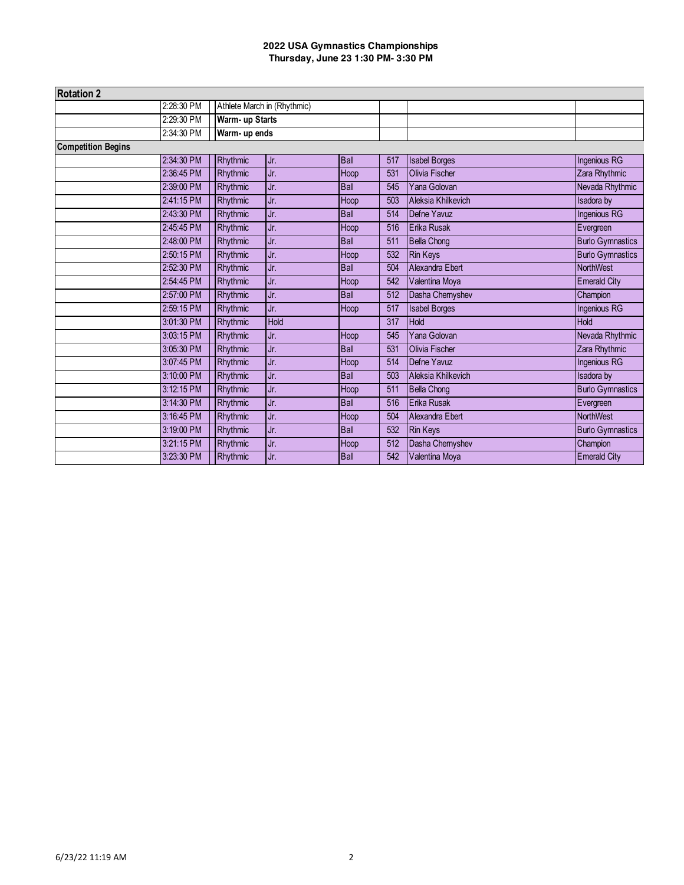**2022 USA Gymnastics Championships**
**Thursday, June 23 1:30 PM- 3:30 PM**

| Rotation 2 | | | | | | | |
|---|---|---|---|---|---|---|---|
| | 2:28:30 PM | Athlete March in (Rhythmic) | | | | | |
| | 2:29:30 PM | **Warm- up Starts** | | | | | |
| | 2:34:30 PM | **Warm- up ends** | | | | | |
| **Competition Begins** | | | | | | | |
| | 2:34:30 PM | Rhythmic | Jr. | Ball | 517 | Isabel Borges | Ingenious RG |
| | 2:36:45 PM | Rhythmic | Jr. | Hoop | 531 | Olivia Fischer | Zara Rhythmic |
| | 2:39:00 PM | Rhythmic | Jr. | Ball | 545 | Yana Golovan | Nevada Rhythmic |
| | 2:41:15 PM | Rhythmic | Jr. | Hoop | 503 | Aleksia Khilkevich | Isadora by |
| | 2:43:30 PM | Rhythmic | Jr. | Ball | 514 | Defne Yavuz | Ingenious RG |
| | 2:45:45 PM | Rhythmic | Jr. | Hoop | 516 | Erika Rusak | Evergreen |
| | 2:48:00 PM | Rhythmic | Jr. | Ball | 511 | Bella Chong | Burlo Gymnastics |
| | 2:50:15 PM | Rhythmic | Jr. | Hoop | 532 | Rin Keys | Burlo Gymnastics |
| | 2:52:30 PM | Rhythmic | Jr. | Ball | 504 | Alexandra Ebert | NorthWest |
| | 2:54:45 PM | Rhythmic | Jr. | Hoop | 542 | Valentina Moya | Emerald City |
| | 2:57:00 PM | Rhythmic | Jr. | Ball | 512 | Dasha Chernyshev | Champion |
| | 2:59:15 PM | Rhythmic | Jr. | Hoop | 517 | Isabel Borges | Ingenious RG |
| | 3:01:30 PM | Rhythmic | Hold | | 317 | Hold | Hold |
| | 3:03:15 PM | Rhythmic | Jr. | Hoop | 545 | Yana Golovan | Nevada Rhythmic |
| | 3:05:30 PM | Rhythmic | Jr. | Ball | 531 | Olivia Fischer | Zara Rhythmic |
| | 3:07:45 PM | Rhythmic | Jr. | Hoop | 514 | Defne Yavuz | Ingenious RG |
| | 3:10:00 PM | Rhythmic | Jr. | Ball | 503 | Aleksia Khilkevich | Isadora by |
| | 3:12:15 PM | Rhythmic | Jr. | Hoop | 511 | Bella Chong | Burlo Gymnastics |
| | 3:14:30 PM | Rhythmic | Jr. | Ball | 516 | Erika Rusak | Evergreen |
| | 3:16:45 PM | Rhythmic | Jr. | Hoop | 504 | Alexandra Ebert | NorthWest |
| | 3:19:00 PM | Rhythmic | Jr. | Ball | 532 | Rin Keys | Burlo Gymnastics |
| | 3:21:15 PM | Rhythmic | Jr. | Hoop | 512 | Dasha Chernyshev | Champion |
| | 3:23:30 PM | Rhythmic | Jr. | Ball | 542 | Valentina Moya | Emerald City |

6/23/22 11:19 AM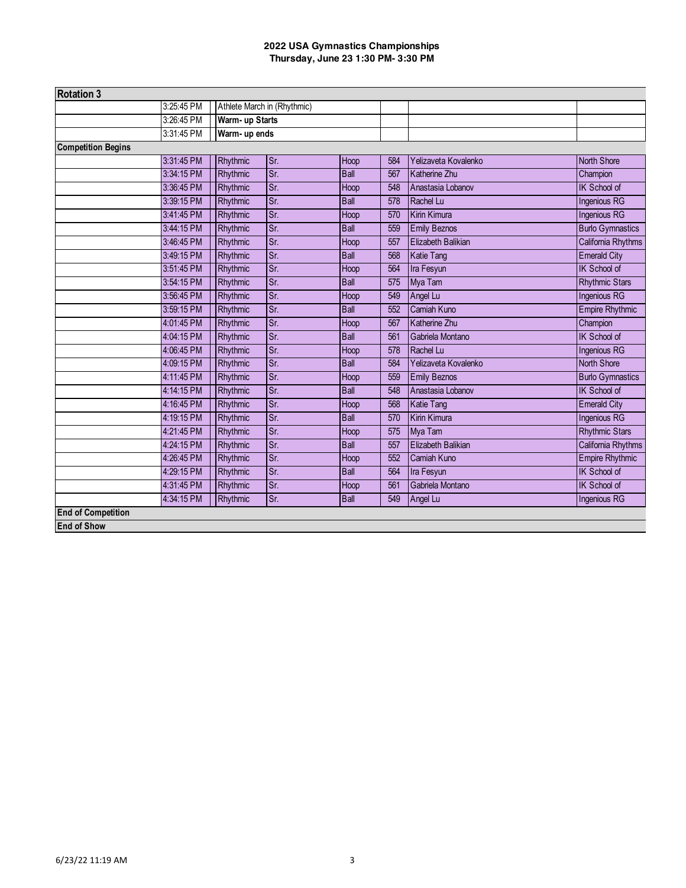**2022 USA Gymnastics Championships**
**Thursday, June 23 1:30 PM- 3:30 PM**

| Rotation 3 | | | | | | | |
|---|---|---|---|---|---|---|---|
| | 3:25:45 PM | Athlete March in (Rhythmic) | | | | | |
| | 3:26:45 PM | **Warm- up Starts** | | | | | |
| | 3:31:45 PM | **Warm- up ends** | | | | | |
| **Competition Begins** | | | | | | | |
| | 3:31:45 PM | Rhythmic | Sr. | Hoop | 584 | Yelizaveta Kovalenko | North Shore |
| | 3:34:15 PM | Rhythmic | Sr. | Ball | 567 | Katherine Zhu | Champion |
| | 3:36:45 PM | Rhythmic | Sr. | Hoop | 548 | Anastasia Lobanov | IK School of |
| | 3:39:15 PM | Rhythmic | Sr. | Ball | 578 | Rachel Lu | Ingenious RG |
| | 3:41:45 PM | Rhythmic | Sr. | Hoop | 570 | Kirin Kimura | Ingenious RG |
| | 3:44:15 PM | Rhythmic | Sr. | Ball | 559 | Emily Beznos | Burlo Gymnastics |
| | 3:46:45 PM | Rhythmic | Sr. | Hoop | 557 | Elizabeth Balikian | California Rhythms |
| | 3:49:15 PM | Rhythmic | Sr. | Ball | 568 | Katie Tang | Emerald City |
| | 3:51:45 PM | Rhythmic | Sr. | Hoop | 564 | Ira Fesyun | IK School of |
| | 3:54:15 PM | Rhythmic | Sr. | Ball | 575 | Mya Tam | Rhythmic Stars |
| | 3:56:45 PM | Rhythmic | Sr. | Hoop | 549 | Angel Lu | Ingenious RG |
| | 3:59:15 PM | Rhythmic | Sr. | Ball | 552 | Camiah Kuno | Empire Rhythmic |
| | 4:01:45 PM | Rhythmic | Sr. | Hoop | 567 | Katherine Zhu | Champion |
| | 4:04:15 PM | Rhythmic | Sr. | Ball | 561 | Gabriela Montano | IK School of |
| | 4:06:45 PM | Rhythmic | Sr. | Hoop | 578 | Rachel Lu | Ingenious RG |
| | 4:09:15 PM | Rhythmic | Sr. | Ball | 584 | Yelizaveta Kovalenko | North Shore |
| | 4:11:45 PM | Rhythmic | Sr. | Hoop | 559 | Emily Beznos | Burlo Gymnastics |
| | 4:14:15 PM | Rhythmic | Sr. | Ball | 548 | Anastasia Lobanov | IK School of |
| | 4:16:45 PM | Rhythmic | Sr. | Hoop | 568 | Katie Tang | Emerald City |
| | 4:19:15 PM | Rhythmic | Sr. | Ball | 570 | Kirin Kimura | Ingenious RG |
| | 4:21:45 PM | Rhythmic | Sr. | Hoop | 575 | Mya Tam | Rhythmic Stars |
| | 4:24:15 PM | Rhythmic | Sr. | Ball | 557 | Elizabeth Balikian | California Rhythms |
| | 4:26:45 PM | Rhythmic | Sr. | Hoop | 552 | Camiah Kuno | Empire Rhythmic |
| | 4:29:15 PM | Rhythmic | Sr. | Ball | 564 | Ira Fesyun | IK School of |
| | 4:31:45 PM | Rhythmic | Sr. | Hoop | 561 | Gabriela Montano | IK School of |
| | 4:34:15 PM | Rhythmic | Sr. | Ball | 549 | Angel Lu | Ingenious RG |
| **End of Competition** | | | | | | | |
| **End of Show** | | | | | | | |

6/23/22 11:19 AM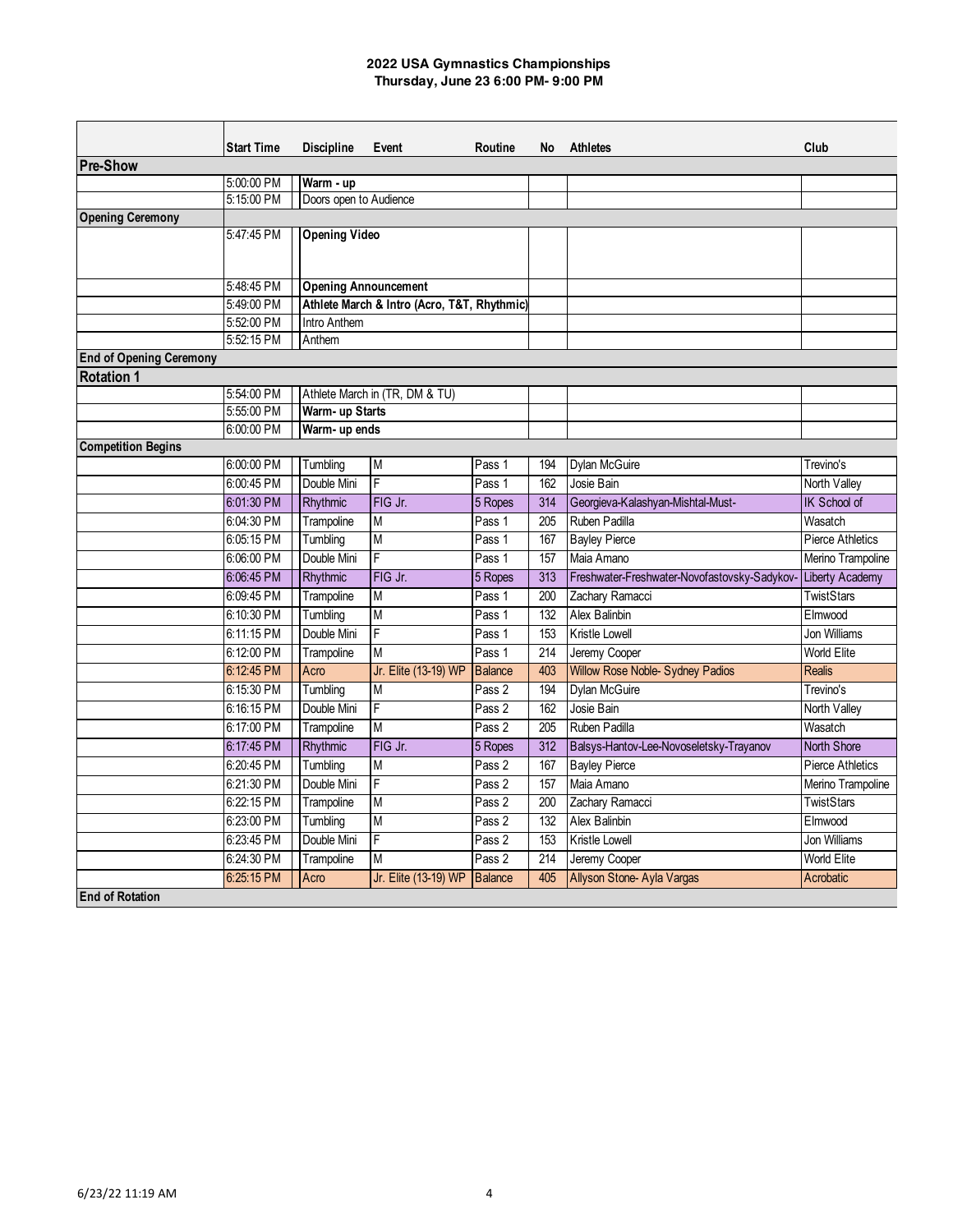**2022 USA Gymnastics Championships**
**Thursday, June 23 6:00 PM- 9:00 PM**

| | Start Time | Discipline | Event | Routine | No | Athletes | Club |
|---|---|---|---|---|---|---|---|
| **Pre-Show** | | | | | | | |
| | 5:00:00 PM | **Warm - up** | | | | | |
| | 5:15:00 PM | Doors open to Audience | | | | | |
| **Opening Ceremony** | | | | | | | |
| | 5:47:45 PM | **Opening Video** | | | | | |
| | 5:48:45 PM | **Opening Announcement** | | | | | |
| | 5:49:00 PM | **Athlete March & Intro (Acro, T&T, Rhythmic)** | | | | | |
| | 5:52:00 PM | Intro Anthem | | | | | |
| | 5:52:15 PM | Anthem | | | | | |
| **End of Opening Ceremony** | | | | | | | |
| **Rotation 1** | | | | | | | |
| | 5:54:00 PM | Athlete March in (TR, DM & TU) | | | | | |
| | 5:55:00 PM | **Warm- up Starts** | | | | | |
| | 6:00:00 PM | **Warm- up ends** | | | | | |
| **Competition Begins** | | | | | | | |
| | 6:00:00 PM | Tumbling | M | Pass 1 | 194 | Dylan McGuire | Trevino's |
| | 6:00:45 PM | Double Mini | F | Pass 1 | 162 | Josie Bain | North Valley |
| | 6:01:30 PM | Rhythmic | FIG Jr. | 5 Ropes | 314 | Georgieva-Kalashyan-Mishtal-Must- | IK School of |
| | 6:04:30 PM | Trampoline | M | Pass 1 | 205 | Ruben Padilla | Wasatch |
| | 6:05:15 PM | Tumbling | M | Pass 1 | 167 | Bayley Pierce | Pierce Athletics |
| | 6:06:00 PM | Double Mini | F | Pass 1 | 157 | Maia Amano | Merino Trampoline |
| | 6:06:45 PM | Rhythmic | FIG Jr. | 5 Ropes | 313 | Freshwater-Freshwater-Novofastovsky-Sadykov- | Liberty Academy |
| | 6:09:45 PM | Trampoline | M | Pass 1 | 200 | Zachary Ramacci | TwistStars |
| | 6:10:30 PM | Tumbling | M | Pass 1 | 132 | Alex Balinbin | Elmwood |
| | 6:11:15 PM | Double Mini | F | Pass 1 | 153 | Kristle Lowell | Jon Williams |
| | 6:12:00 PM | Trampoline | M | Pass 1 | 214 | Jeremy Cooper | World Elite |
| | 6:12:45 PM | Acro | Jr. Elite (13-19) WP | Balance | 403 | Willow Rose Noble- Sydney Padios | Realis |
| | 6:15:30 PM | Tumbling | M | Pass 2 | 194 | Dylan McGuire | Trevino's |
| | 6:16:15 PM | Double Mini | F | Pass 2 | 162 | Josie Bain | North Valley |
| | 6:17:00 PM | Trampoline | M | Pass 2 | 205 | Ruben Padilla | Wasatch |
| | 6:17:45 PM | Rhythmic | FIG Jr. | 5 Ropes | 312 | Balsys-Hantov-Lee-Novoseletsky-Trayanov | North Shore |
| | 6:20:45 PM | Tumbling | M | Pass 2 | 167 | Bayley Pierce | Pierce Athletics |
| | 6:21:30 PM | Double Mini | F | Pass 2 | 157 | Maia Amano | Merino Trampoline |
| | 6:22:15 PM | Trampoline | M | Pass 2 | 200 | Zachary Ramacci | TwistStars |
| | 6:23:00 PM | Tumbling | M | Pass 2 | 132 | Alex Balinbin | Elmwood |
| | 6:23:45 PM | Double Mini | F | Pass 2 | 153 | Kristle Lowell | Jon Williams |
| | 6:24:30 PM | Trampoline | M | Pass 2 | 214 | Jeremy Cooper | World Elite |
| | 6:25:15 PM | Acro | Jr. Elite (13-19) WP | Balance | 405 | Allyson Stone- Ayla Vargas | Acrobatic |
| **End of Rotation** | | | | | | | |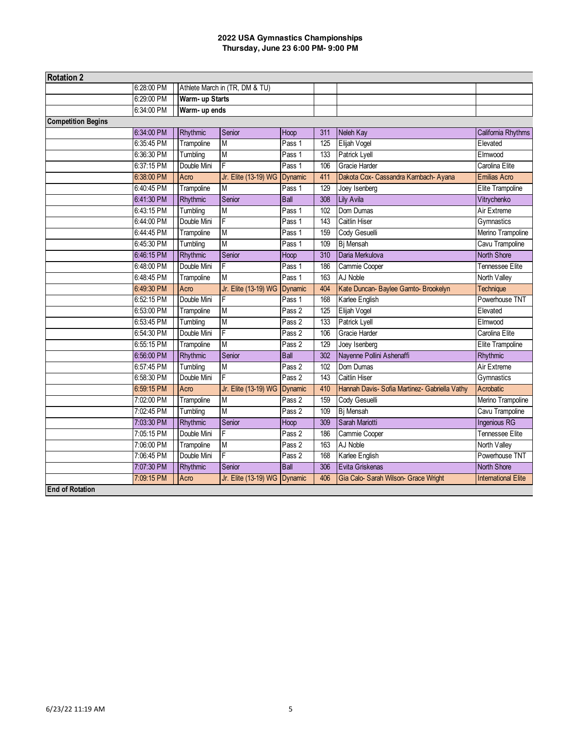**2022 USA Gymnastics Championships**
**Thursday, June 23 6:00 PM- 9:00 PM**

| Rotation 2 | | | | | | | |
|---|---|---|---|---|---|---|---|
| | 6:28:00 PM | Athlete March in (TR, DM & TU) | | | | | |
| | 6:29:00 PM | **Warm- up Starts** | | | | | |
| | 6:34:00 PM | **Warm- up ends** | | | | | |
| **Competition Begins** | | | | | | | |
| | 6:34:00 PM | Rhythmic | Senior | Hoop | 311 | Neleh Kay | California Rhythms |
| | 6:35:45 PM | Trampoline | M | Pass 1 | 125 | Elijah Vogel | Elevated |
| | 6:36:30 PM | Tumbling | M | Pass 1 | 133 | Patrick Lyell | Elmwood |
| | 6:37:15 PM | Double Mini | F | Pass 1 | 106 | Gracie Harder | Carolina Elite |
| | 6:38:00 PM | Acro | Jr. Elite (13-19) WG | Dynamic | 411 | Dakota Cox- Cassandra Kambach- Ayana | Emilias Acro |
| | 6:40:45 PM | Trampoline | M | Pass 1 | 129 | Joey Isenberg | Elite Trampoline |
| | 6:41:30 PM | Rhythmic | Senior | Ball | 308 | Lily Avila | Vitrychenko |
| | 6:43:15 PM | Tumbling | M | Pass 1 | 102 | Dom Dumas | Air Extreme |
| | 6:44:00 PM | Double Mini | F | Pass 1 | 143 | Caitlin Hiser | Gymnastics |
| | 6:44:45 PM | Trampoline | M | Pass 1 | 159 | Cody Gesuelli | Merino Trampoline |
| | 6:45:30 PM | Tumbling | M | Pass 1 | 109 | Bj Mensah | Cavu Trampoline |
| | 6:46:15 PM | Rhythmic | Senior | Hoop | 310 | Daria Merkulova | North Shore |
| | 6:48:00 PM | Double Mini | F | Pass 1 | 186 | Cammie Cooper | Tennessee Elite |
| | 6:48:45 PM | Trampoline | M | Pass 1 | 163 | AJ Noble | North Valley |
| | 6:49:30 PM | Acro | Jr. Elite (13-19) WG | Dynamic | 404 | Kate Duncan- Baylee Garnto- Brookelyn | Technique |
| | 6:52:15 PM | Double Mini | F | Pass 1 | 168 | Karlee English | Powerhouse TNT |
| | 6:53:00 PM | Trampoline | M | Pass 2 | 125 | Elijah Vogel | Elevated |
| | 6:53:45 PM | Tumbling | M | Pass 2 | 133 | Patrick Lyell | Elmwood |
| | 6:54:30 PM | Double Mini | F | Pass 2 | 106 | Gracie Harder | Carolina Elite |
| | 6:55:15 PM | Trampoline | M | Pass 2 | 129 | Joey Isenberg | Elite Trampoline |
| | 6:56:00 PM | Rhythmic | Senior | Ball | 302 | Nayenne Pollini Ashenaffi | Rhythmic |
| | 6:57:45 PM | Tumbling | M | Pass 2 | 102 | Dom Dumas | Air Extreme |
| | 6:58:30 PM | Double Mini | F | Pass 2 | 143 | Caitlin Hiser | Gymnastics |
| | 6:59:15 PM | Acro | Jr. Elite (13-19) WG | Dynamic | 410 | Hannah Davis- Sofia Martinez- Gabriella Vathy | Acrobatic |
| | 7:02:00 PM | Trampoline | M | Pass 2 | 159 | Cody Gesuelli | Merino Trampoline |
| | 7:02:45 PM | Tumbling | M | Pass 2 | 109 | Bj Mensah | Cavu Trampoline |
| | 7:03:30 PM | Rhythmic | Senior | Hoop | 309 | Sarah Mariotti | Ingenious RG |
| | 7:05:15 PM | Double Mini | F | Pass 2 | 186 | Cammie Cooper | Tennessee Elite |
| | 7:06:00 PM | Trampoline | M | Pass 2 | 163 | AJ Noble | North Valley |
| | 7:06:45 PM | Double Mini | F | Pass 2 | 168 | Karlee English | Powerhouse TNT |
| | 7:07:30 PM | Rhythmic | Senior | Ball | 306 | Evita Griskenas | North Shore |
| | 7:09:15 PM | Acro | Jr. Elite (13-19) WG | Dynamic | 406 | Gia Calo- Sarah Wilson- Grace Wright | International Elite |
| **End of Rotation** | | | | | | | |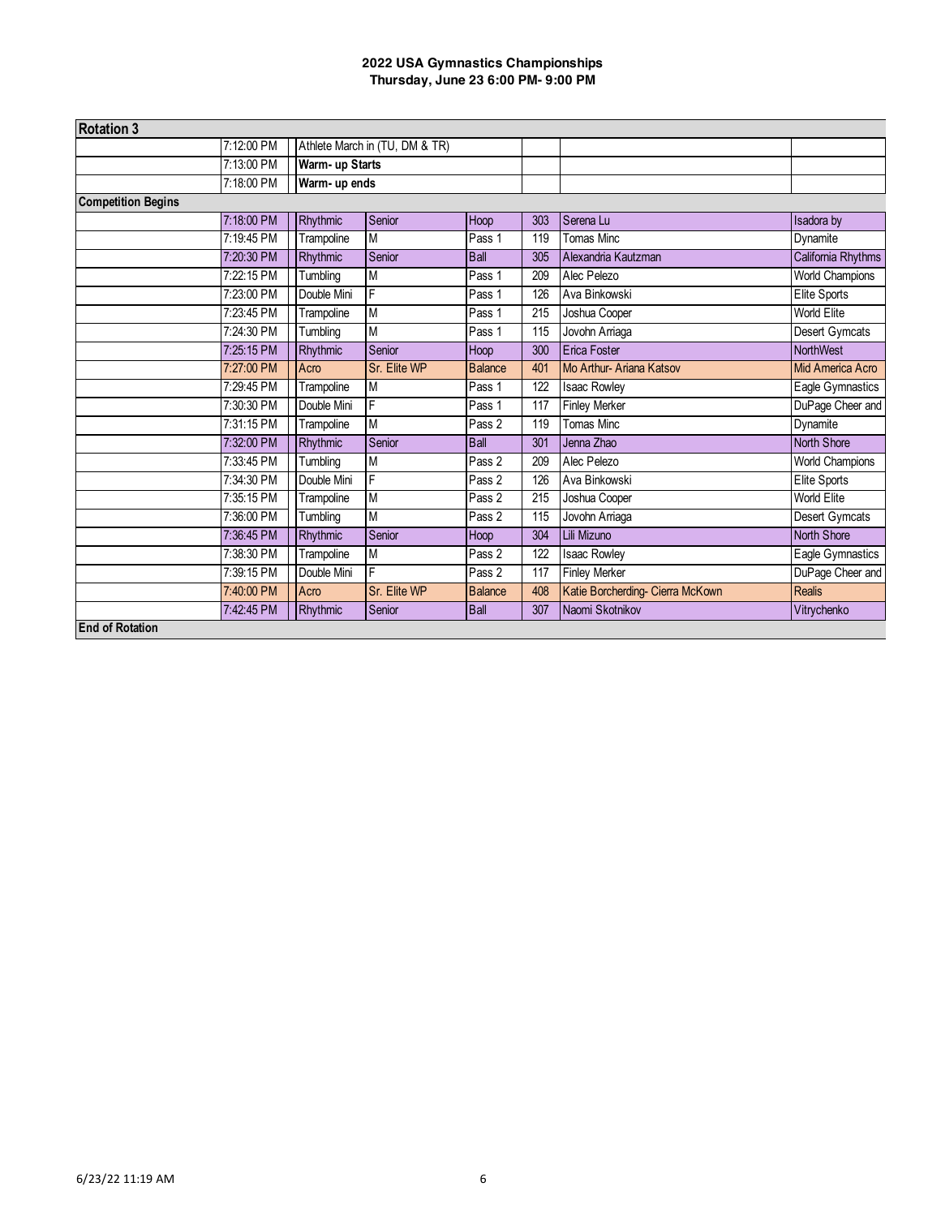**2022 USA Gymnastics Championships**
**Thursday, June 23 6:00 PM- 9:00 PM**

| Rotation 3 | | | | | | | |
|---|---|---|---|---|---|---|---|
| | 7:12:00 PM | Athlete March in (TU, DM & TR) | | | | | |
| | 7:13:00 PM | **Warm- up Starts** | | | | | |
| | 7:18:00 PM | **Warm- up ends** | | | | | |
| **Competition Begins** | | | | | | | |
| | 7:18:00 PM | Rhythmic | Senior | Hoop | 303 | Serena Lu | Isadora by |
| | 7:19:45 PM | Trampoline | M | Pass 1 | 119 | Tomas Minc | Dynamite |
| | 7:20:30 PM | Rhythmic | Senior | Ball | 305 | Alexandria Kautzman | California Rhythms |
| | 7:22:15 PM | Tumbling | M | Pass 1 | 209 | Alec Pelezo | World Champions |
| | 7:23:00 PM | Double Mini | F | Pass 1 | 126 | Ava Binkowski | Elite Sports |
| | 7:23:45 PM | Trampoline | M | Pass 1 | 215 | Joshua Cooper | World Elite |
| | 7:24:30 PM | Tumbling | M | Pass 1 | 115 | Jovohn Arriaga | Desert Gymcats |
| | 7:25:15 PM | Rhythmic | Senior | Hoop | 300 | Erica Foster | NorthWest |
| | 7:27:00 PM | Acro | Sr. Elite WP | Balance | 401 | Mo Arthur- Ariana Katsov | Mid America Acro |
| | 7:29:45 PM | Trampoline | M | Pass 1 | 122 | Isaac Rowley | Eagle Gymnastics |
| | 7:30:30 PM | Double Mini | F | Pass 1 | 117 | Finley Merker | DuPage Cheer and |
| | 7:31:15 PM | Trampoline | M | Pass 2 | 119 | Tomas Minc | Dynamite |
| | 7:32:00 PM | Rhythmic | Senior | Ball | 301 | Jenna Zhao | North Shore |
| | 7:33:45 PM | Tumbling | M | Pass 2 | 209 | Alec Pelezo | World Champions |
| | 7:34:30 PM | Double Mini | F | Pass 2 | 126 | Ava Binkowski | Elite Sports |
| | 7:35:15 PM | Trampoline | M | Pass 2 | 215 | Joshua Cooper | World Elite |
| | 7:36:00 PM | Tumbling | M | Pass 2 | 115 | Jovohn Arriaga | Desert Gymcats |
| | 7:36:45 PM | Rhythmic | Senior | Hoop | 304 | Lili Mizuno | North Shore |
| | 7:38:30 PM | Trampoline | M | Pass 2 | 122 | Isaac Rowley | Eagle Gymnastics |
| | 7:39:15 PM | Double Mini | F | Pass 2 | 117 | Finley Merker | DuPage Cheer and |
| | 7:40:00 PM | Acro | Sr. Elite WP | Balance | 408 | Katie Borcherding- Cierra McKown | Realis |
| | 7:42:45 PM | Rhythmic | Senior | Ball | 307 | Naomi Skotnikov | Vitrychenko |
| **End of Rotation** | | | | | | | |

6/23/22 11:19 AM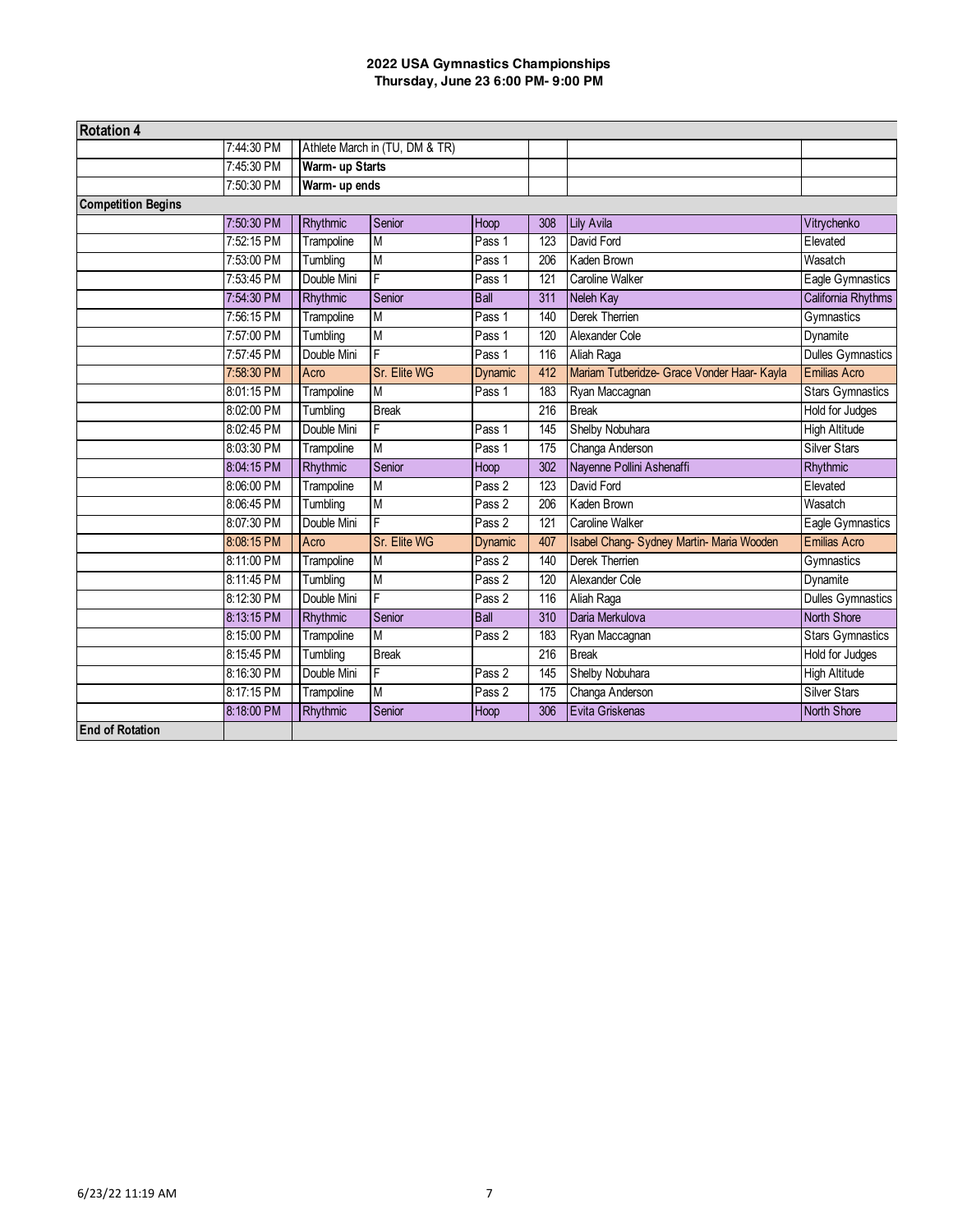**2022 USA Gymnastics Championships**
**Thursday, June 23 6:00 PM- 9:00 PM**

| **Rotation 4** | | | | | | | |
|---|---|---|---|---|---|---|---|
| | 7:44:30 PM | Athlete March in (TU, DM & TR) | | | | | |
| | 7:45:30 PM | **Warm- up Starts** | | | | | |
| | 7:50:30 PM | **Warm- up ends** | | | | | |
| **Competition Begins** | | | | | | | |
| | 7:50:30 PM | Rhythmic | Senior | Hoop | 308 | Lily Avila | Vitrychenko |
| | 7:52:15 PM | Trampoline | M | Pass 1 | 123 | David Ford | Elevated |
| | 7:53:00 PM | Tumbling | M | Pass 1 | 206 | Kaden Brown | Wasatch |
| | 7:53:45 PM | Double Mini | F | Pass 1 | 121 | Caroline Walker | Eagle Gymnastics |
| | 7:54:30 PM | Rhythmic | Senior | Ball | 311 | Neleh Kay | California Rhythms |
| | 7:56:15 PM | Trampoline | M | Pass 1 | 140 | Derek Therrien | Gymnastics |
| | 7:57:00 PM | Tumbling | M | Pass 1 | 120 | Alexander Cole | Dynamite |
| | 7:57:45 PM | Double Mini | F | Pass 1 | 116 | Aliah Raga | Dulles Gymnastics |
| | 7:58:30 PM | Acro | Sr. Elite WG | Dynamic | 412 | Mariam Tutberidze- Grace Vonder Haar- Kayla | Emilias Acro |
| | 8:01:15 PM | Trampoline | M | Pass 1 | 183 | Ryan Maccagnan | Stars Gymnastics |
| | 8:02:00 PM | Tumbling | Break | | 216 | Break | Hold for Judges |
| | 8:02:45 PM | Double Mini | F | Pass 1 | 145 | Shelby Nobuhara | High Altitude |
| | 8:03:30 PM | Trampoline | M | Pass 1 | 175 | Changa Anderson | Silver Stars |
| | 8:04:15 PM | Rhythmic | Senior | Hoop | 302 | Nayenne Pollini Ashenaffi | Rhythmic |
| | 8:06:00 PM | Trampoline | M | Pass 2 | 123 | David Ford | Elevated |
| | 8:06:45 PM | Tumbling | M | Pass 2 | 206 | Kaden Brown | Wasatch |
| | 8:07:30 PM | Double Mini | F | Pass 2 | 121 | Caroline Walker | Eagle Gymnastics |
| | 8:08:15 PM | Acro | Sr. Elite WG | Dynamic | 407 | Isabel Chang- Sydney Martin- Maria Wooden | Emilias Acro |
| | 8:11:00 PM | Trampoline | M | Pass 2 | 140 | Derek Therrien | Gymnastics |
| | 8:11:45 PM | Tumbling | M | Pass 2 | 120 | Alexander Cole | Dynamite |
| | 8:12:30 PM | Double Mini | F | Pass 2 | 116 | Aliah Raga | Dulles Gymnastics |
| | 8:13:15 PM | Rhythmic | Senior | Ball | 310 | Daria Merkulova | North Shore |
| | 8:15:00 PM | Trampoline | M | Pass 2 | 183 | Ryan Maccagnan | Stars Gymnastics |
| | 8:15:45 PM | Tumbling | Break | | 216 | Break | Hold for Judges |
| | 8:16:30 PM | Double Mini | F | Pass 2 | 145 | Shelby Nobuhara | High Altitude |
| | 8:17:15 PM | Trampoline | M | Pass 2 | 175 | Changa Anderson | Silver Stars |
| | 8:18:00 PM | Rhythmic | Senior | Hoop | 306 | Evita Griskenas | North Shore |
| **End of Rotation** | | | | | | | |

6/23/22 11:19 AM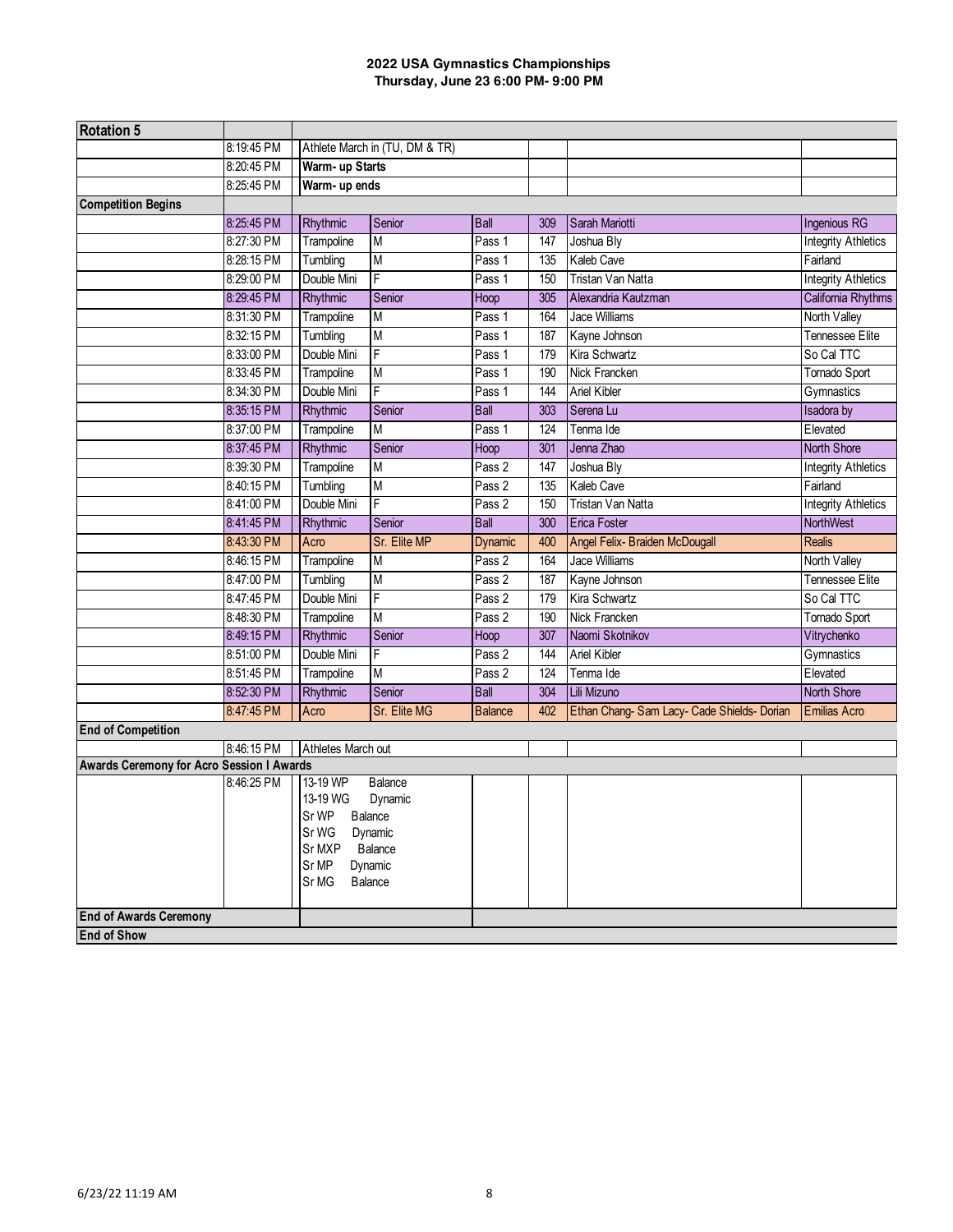**2022 USA Gymnastics Championships**
**Thursday, June 23 6:00 PM- 9:00 PM**

| **Rotation 5** | | | | | | | |
|---|---|---|---|---|---|---|---|
| | 8:19:45 PM | Athlete March in (TU, DM & TR) | | | | | |
| | 8:20:45 PM | **Warm- up Starts** | | | | | |
| | 8:25:45 PM | **Warm- up ends** | | | | | |
| **Competition Begins** | | | | | | | |
| | 8:25:45 PM | Rhythmic | Senior | Ball | 309 | Sarah Mariotti | Ingenious RG |
| | 8:27:30 PM | Trampoline | M | Pass 1 | 147 | Joshua Bly | Integrity Athletics |
| | 8:28:15 PM | Tumbling | M | Pass 1 | 135 | Kaleb Cave | Fairland |
| | 8:29:00 PM | Double Mini | F | Pass 1 | 150 | Tristan Van Natta | Integrity Athletics |
| | 8:29:45 PM | Rhythmic | Senior | Hoop | 305 | Alexandria Kautzman | California Rhythms |
| | 8:31:30 PM | Trampoline | M | Pass 1 | 164 | Jace Williams | North Valley |
| | 8:32:15 PM | Tumbling | M | Pass 1 | 187 | Kayne Johnson | Tennessee Elite |
| | 8:33:00 PM | Double Mini | F | Pass 1 | 179 | Kira Schwartz | So Cal TTC |
| | 8:33:45 PM | Trampoline | M | Pass 1 | 190 | Nick Francken | Tornado Sport |
| | 8:34:30 PM | Double Mini | F | Pass 1 | 144 | Ariel Kibler | Gymnastics |
| | 8:35:15 PM | Rhythmic | Senior | Ball | 303 | Serena Lu | Isadora by |
| | 8:37:00 PM | Trampoline | M | Pass 1 | 124 | Tenma Ide | Elevated |
| | 8:37:45 PM | Rhythmic | Senior | Hoop | 301 | Jenna Zhao | North Shore |
| | 8:39:30 PM | Trampoline | M | Pass 2 | 147 | Joshua Bly | Integrity Athletics |
| | 8:40:15 PM | Tumbling | M | Pass 2 | 135 | Kaleb Cave | Fairland |
| | 8:41:00 PM | Double Mini | F | Pass 2 | 150 | Tristan Van Natta | Integrity Athletics |
| | 8:41:45 PM | Rhythmic | Senior | Ball | 300 | Erica Foster | NorthWest |
| | 8:43:30 PM | Acro | Sr. Elite MP | Dynamic | 400 | Angel Felix- Braiden McDougall | Realis |
| | 8:46:15 PM | Trampoline | M | Pass 2 | 164 | Jace Williams | North Valley |
| | 8:47:00 PM | Tumbling | M | Pass 2 | 187 | Kayne Johnson | Tennessee Elite |
| | 8:47:45 PM | Double Mini | F | Pass 2 | 179 | Kira Schwartz | So Cal TTC |
| | 8:48:30 PM | Trampoline | M | Pass 2 | 190 | Nick Francken | Tornado Sport |
| | 8:49:15 PM | Rhythmic | Senior | Hoop | 307 | Naomi Skotnikov | Vitrychenko |
| | 8:51:00 PM | Double Mini | F | Pass 2 | 144 | Ariel Kibler | Gymnastics |
| | 8:51:45 PM | Trampoline | M | Pass 2 | 124 | Tenma Ide | Elevated |
| | 8:52:30 PM | Rhythmic | Senior | Ball | 304 | Lili Mizuno | North Shore |
| | 8:47:45 PM | Acro | Sr. Elite MG | Balance | 402 | Ethan Chang- Sam Lacy- Cade Shields- Dorian | Emilias Acro |
| **End of Competition** | | | | | | | |
| | 8:46:15 PM | Athletes March out | | | | | |
| **Awards Ceremony for Acro Session I Awards** | | | | | | | |
| | 8:46:25 PM | 13-19 WP Balance<br>13-19 WG Dynamic<br>Sr WP Balance<br>Sr WG Dynamic<br>Sr MXP Balance<br>Sr MP Dynamic<br>Sr MG Balance | | | | | |
| **End of Awards Ceremony** | | | | | | | |
| **End of Show** | | | | | | | |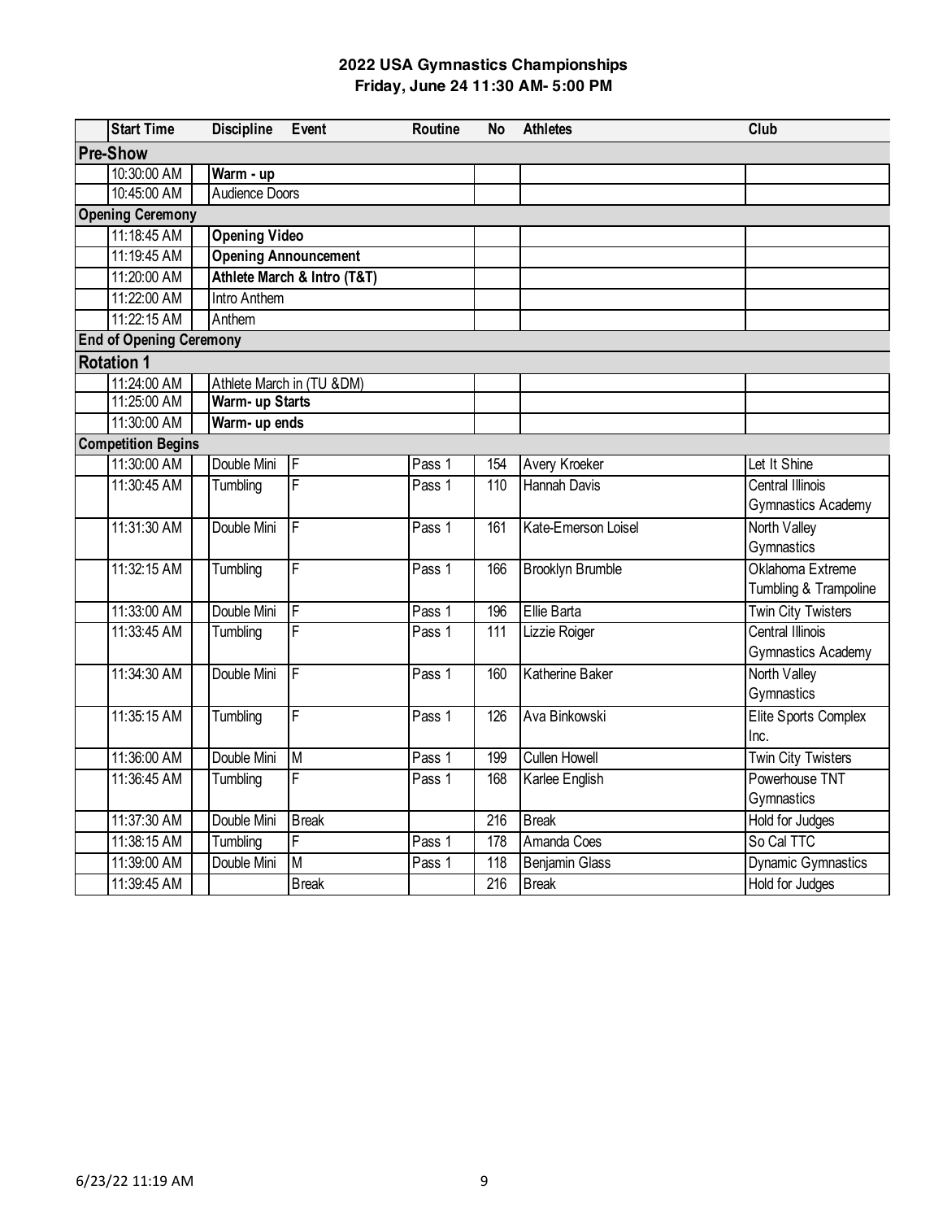## 2022 USA Gymnastics Championships
### Friday, June 24 11:30 AM- 5:00 PM

| Start Time | Discipline | Event | Routine | No | Athletes | Club |
|---|---|---|---|---|---|---|
| **Pre-Show** | | | | | | |
| 10:30:00 AM | **Warm - up** | | | | | |
| 10:45:00 AM | Audience Doors | | | | | |
| **Opening Ceremony** | | | | | | |
| 11:18:45 AM | **Opening Video** | | | | | |
| 11:19:45 AM | **Opening Announcement** | | | | | |
| 11:20:00 AM | **Athlete March & Intro (T&T)** | | | | | |
| 11:22:00 AM | Intro Anthem | | | | | |
| 11:22:15 AM | Anthem | | | | | |
| **End of Opening Ceremony** | | | | | | |
| **Rotation 1** | | | | | | |
| 11:24:00 AM | Athlete March in (TU &DM) | | | | | |
| 11:25:00 AM | **Warm- up Starts** | | | | | |
| 11:30:00 AM | **Warm- up ends** | | | | | |
| **Competition Begins** | | | | | | |
| 11:30:00 AM | Double Mini | F | Pass 1 | 154 | Avery Kroeker | Let It Shine |
| 11:30:45 AM | Tumbling | F | Pass 1 | 110 | Hannah Davis | Central Illinois Gymnastics Academy |
| 11:31:30 AM | Double Mini | F | Pass 1 | 161 | Kate-Emerson Loisel | North Valley Gymnastics |
| 11:32:15 AM | Tumbling | F | Pass 1 | 166 | Brooklyn Brumble | Oklahoma Extreme Tumbling & Trampoline |
| 11:33:00 AM | Double Mini | F | Pass 1 | 196 | Ellie Barta | Twin City Twisters |
| 11:33:45 AM | Tumbling | F | Pass 1 | 111 | Lizzie Roiger | Central Illinois Gymnastics Academy |
| 11:34:30 AM | Double Mini | F | Pass 1 | 160 | Katherine Baker | North Valley Gymnastics |
| 11:35:15 AM | Tumbling | F | Pass 1 | 126 | Ava Binkowski | Elite Sports Complex Inc. |
| 11:36:00 AM | Double Mini | M | Pass 1 | 199 | Cullen Howell | Twin City Twisters |
| 11:36:45 AM | Tumbling | F | Pass 1 | 168 | Karlee English | Powerhouse TNT Gymnastics |
| 11:37:30 AM | Double Mini | Break | | 216 | Break | Hold for Judges |
| 11:38:15 AM | Tumbling | F | Pass 1 | 178 | Amanda Coes | So Cal TTC |
| 11:39:00 AM | Double Mini | M | Pass 1 | 118 | Benjamin Glass | Dynamic Gymnastics |
| 11:39:45 AM | | Break | | 216 | Break | Hold for Judges |

6/23/22 11:19 AM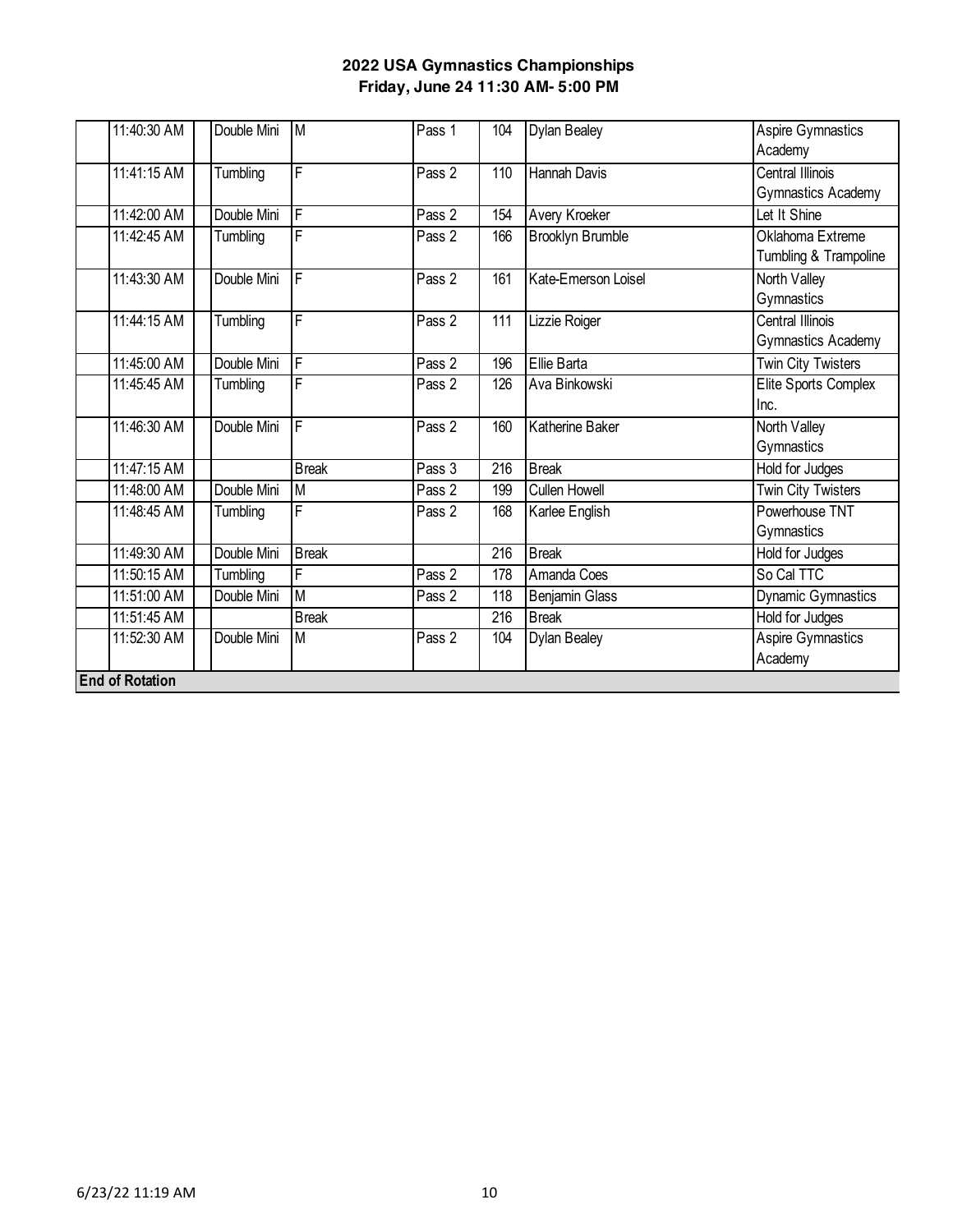**2022 USA Gymnastics Championships**
**Friday, June 24 11:30 AM- 5:00 PM**

| | | | | | | | | |
|---|---|---|---|---|---|---|---|---|
| | 11:40:30 AM | | Double Mini | M | Pass 1 | 104 | Dylan Bealey | Aspire Gymnastics Academy |
| | 11:41:15 AM | | Tumbling | F | Pass 2 | 110 | Hannah Davis | Central Illinois Gymnastics Academy |
| | 11:42:00 AM | | Double Mini | F | Pass 2 | 154 | Avery Kroeker | Let It Shine |
| | 11:42:45 AM | | Tumbling | F | Pass 2 | 166 | Brooklyn Brumble | Oklahoma Extreme Tumbling & Trampoline |
| | 11:43:30 AM | | Double Mini | F | Pass 2 | 161 | Kate-Emerson Loisel | North Valley Gymnastics |
| | 11:44:15 AM | | Tumbling | F | Pass 2 | 111 | Lizzie Roiger | Central Illinois Gymnastics Academy |
| | 11:45:00 AM | | Double Mini | F | Pass 2 | 196 | Ellie Barta | Twin City Twisters |
| | 11:45:45 AM | | Tumbling | F | Pass 2 | 126 | Ava Binkowski | Elite Sports Complex Inc. |
| | 11:46:30 AM | | Double Mini | F | Pass 2 | 160 | Katherine Baker | North Valley Gymnastics |
| | 11:47:15 AM | | | Break | Pass 3 | 216 | Break | Hold for Judges |
| | 11:48:00 AM | | Double Mini | M | Pass 2 | 199 | Cullen Howell | Twin City Twisters |
| | 11:48:45 AM | | Tumbling | F | Pass 2 | 168 | Karlee English | Powerhouse TNT Gymnastics |
| | 11:49:30 AM | | Double Mini | Break | | 216 | Break | Hold for Judges |
| | 11:50:15 AM | | Tumbling | F | Pass 2 | 178 | Amanda Coes | So Cal TTC |
| | 11:51:00 AM | | Double Mini | M | Pass 2 | 118 | Benjamin Glass | Dynamic Gymnastics |
| | 11:51:45 AM | | | Break | | 216 | Break | Hold for Judges |
| | 11:52:30 AM | | Double Mini | M | Pass 2 | 104 | Dylan Bealey | Aspire Gymnastics Academy |
| **End of Rotation** | | | | | | | | |

6/23/22 11:19 AM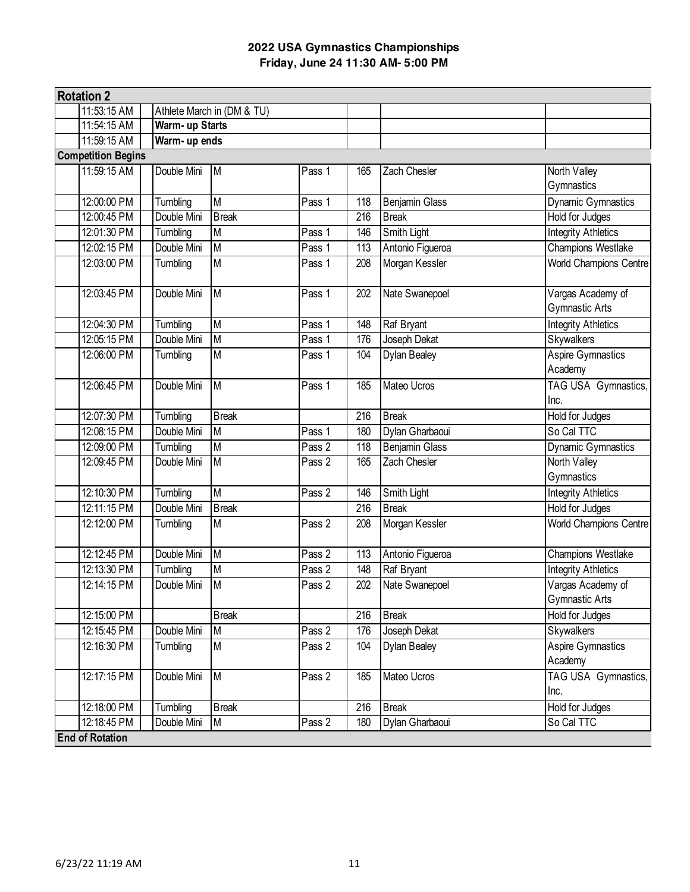**2022 USA Gymnastics Championships**
**Friday, June 24 11:30 AM- 5:00 PM**

| **Rotation 2** | | | | | | | |
|---|---|---|---|---|---|---|---|
| | 11:53:15 AM | Athlete March in (DM & TU) | | | | | |
| | 11:54:15 AM | **Warm- up Starts** | | | | | |
| | 11:59:15 AM | **Warm- up ends** | | | | | |
| **Competition Begins** | | | | | | | |
| | 11:59:15 AM | Double Mini | M | Pass 1 | 165 | Zach Chesler | North Valley Gymnastics |
| | 12:00:00 PM | Tumbling | M | Pass 1 | 118 | Benjamin Glass | Dynamic Gymnastics |
| | 12:00:45 PM | Double Mini | Break | | 216 | Break | Hold for Judges |
| | 12:01:30 PM | Tumbling | M | Pass 1 | 146 | Smith Light | Integrity Athletics |
| | 12:02:15 PM | Double Mini | M | Pass 1 | 113 | Antonio Figueroa | Champions Westlake |
| | 12:03:00 PM | Tumbling | M | Pass 1 | 208 | Morgan Kessler | World Champions Centre |
| | 12:03:45 PM | Double Mini | M | Pass 1 | 202 | Nate Swanepoel | Vargas Academy of Gymnastic Arts |
| | 12:04:30 PM | Tumbling | M | Pass 1 | 148 | Raf Bryant | Integrity Athletics |
| | 12:05:15 PM | Double Mini | M | Pass 1 | 176 | Joseph Dekat | Skywalkers |
| | 12:06:00 PM | Tumbling | M | Pass 1 | 104 | Dylan Bealey | Aspire Gymnastics Academy |
| | 12:06:45 PM | Double Mini | M | Pass 1 | 185 | Mateo Ucros | TAG USA Gymnastics, Inc. |
| | 12:07:30 PM | Tumbling | Break | | 216 | Break | Hold for Judges |
| | 12:08:15 PM | Double Mini | M | Pass 1 | 180 | Dylan Gharbaoui | So Cal TTC |
| | 12:09:00 PM | Tumbling | M | Pass 2 | 118 | Benjamin Glass | Dynamic Gymnastics |
| | 12:09:45 PM | Double Mini | M | Pass 2 | 165 | Zach Chesler | North Valley Gymnastics |
| | 12:10:30 PM | Tumbling | M | Pass 2 | 146 | Smith Light | Integrity Athletics |
| | 12:11:15 PM | Double Mini | Break | | 216 | Break | Hold for Judges |
| | 12:12:00 PM | Tumbling | M | Pass 2 | 208 | Morgan Kessler | World Champions Centre |
| | 12:12:45 PM | Double Mini | M | Pass 2 | 113 | Antonio Figueroa | Champions Westlake |
| | 12:13:30 PM | Tumbling | M | Pass 2 | 148 | Raf Bryant | Integrity Athletics |
| | 12:14:15 PM | Double Mini | M | Pass 2 | 202 | Nate Swanepoel | Vargas Academy of Gymnastic Arts |
| | 12:15:00 PM | | Break | | 216 | Break | Hold for Judges |
| | 12:15:45 PM | Double Mini | M | Pass 2 | 176 | Joseph Dekat | Skywalkers |
| | 12:16:30 PM | Tumbling | M | Pass 2 | 104 | Dylan Bealey | Aspire Gymnastics Academy |
| | 12:17:15 PM | Double Mini | M | Pass 2 | 185 | Mateo Ucros | TAG USA Gymnastics, Inc. |
| | 12:18:00 PM | Tumbling | Break | | 216 | Break | Hold for Judges |
| | 12:18:45 PM | Double Mini | M | Pass 2 | 180 | Dylan Gharbaoui | So Cal TTC |
| **End of Rotation** | | | | | | | |

6/23/22 11:19 AM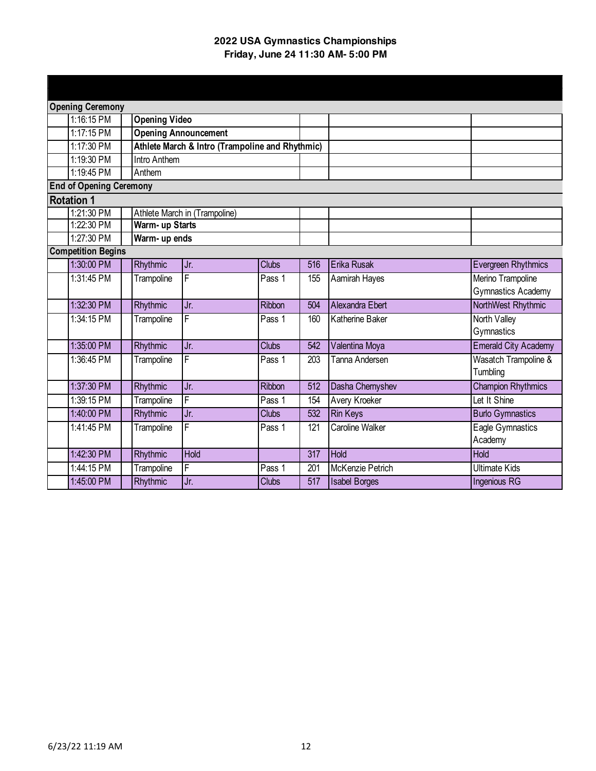**2022 USA Gymnastics Championships**
**Friday, June 24 11:30 AM- 5:00 PM**

| | | | | | | | |
|---|---|---|---|---|---|---|---|
| **Opening Ceremony** | | | | | | | |
| | 1:16:15 PM | **Opening Video** | | | | | |
| | 1:17:15 PM | **Opening Announcement** | | | | | |
| | 1:17:30 PM | **Athlete March & Intro (Trampoline and Rhythmic)** | | | | | |
| | 1:19:30 PM | Intro Anthem | | | | | |
| | 1:19:45 PM | Anthem | | | | | |
| **End of Opening Ceremony** | | | | | | | |
| **Rotation 1** | | | | | | | |
| | 1:21:30 PM | Athlete March in (Trampoline) | | | | | |
| | 1:22:30 PM | **Warm- up Starts** | | | | | |
| | 1:27:30 PM | **Warm- up ends** | | | | | |
| **Competition Begins** | | | | | | | |
| | 1:30:00 PM | Rhythmic | Jr. | Clubs | 516 | Erika Rusak | Evergreen Rhythmics |
| | 1:31:45 PM | Trampoline | F | Pass 1 | 155 | Aamirah Hayes | Merino Trampoline Gymnastics Academy |
| | 1:32:30 PM | Rhythmic | Jr. | Ribbon | 504 | Alexandra Ebert | NorthWest Rhythmic |
| | 1:34:15 PM | Trampoline | F | Pass 1 | 160 | Katherine Baker | North Valley Gymnastics |
| | 1:35:00 PM | Rhythmic | Jr. | Clubs | 542 | Valentina Moya | Emerald City Academy |
| | 1:36:45 PM | Trampoline | F | Pass 1 | 203 | Tanna Andersen | Wasatch Trampoline & Tumbling |
| | 1:37:30 PM | Rhythmic | Jr. | Ribbon | 512 | Dasha Chernyshev | Champion Rhythmics |
| | 1:39:15 PM | Trampoline | F | Pass 1 | 154 | Avery Kroeker | Let It Shine |
| | 1:40:00 PM | Rhythmic | Jr. | Clubs | 532 | Rin Keys | Burlo Gymnastics |
| | 1:41:45 PM | Trampoline | F | Pass 1 | 121 | Caroline Walker | Eagle Gymnastics Academy |
| | 1:42:30 PM | Rhythmic | Hold | | 317 | Hold | Hold |
| | 1:44:15 PM | Trampoline | F | Pass 1 | 201 | McKenzie Petrich | Ultimate Kids |
| | 1:45:00 PM | Rhythmic | Jr. | Clubs | 517 | Isabel Borges | Ingenious RG |

6/23/22 11:19 AM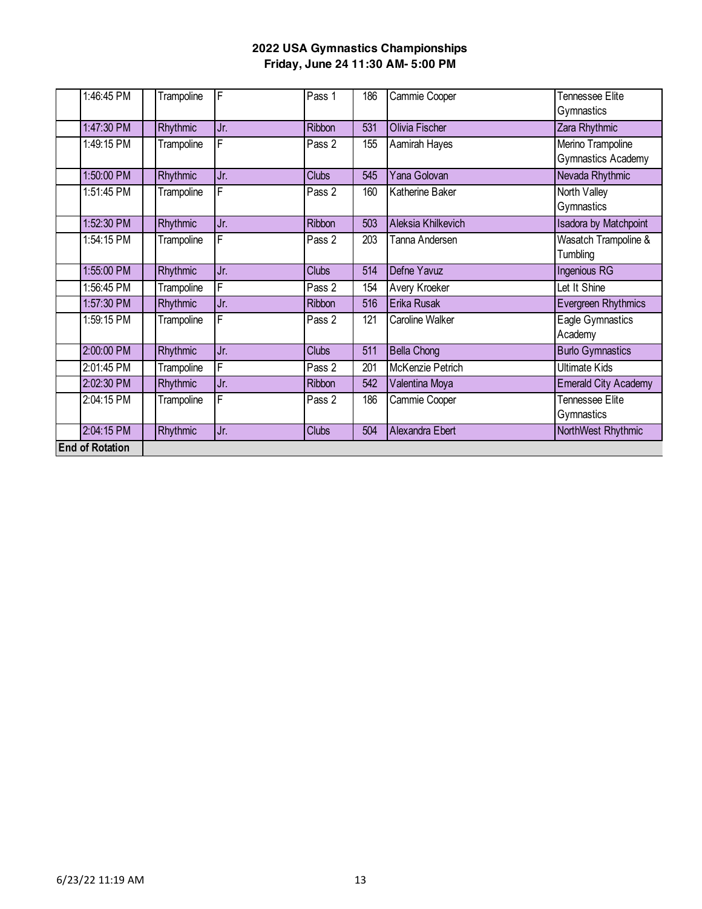**2022 USA Gymnastics Championships**
**Friday, June 24 11:30 AM- 5:00 PM**

| | Time | | Discipline | Level | Event | # | Name | Club |
|---|---|---|---|---|---|---|---|---|
| | 1:46:45 PM | | Trampoline | F | Pass 1 | 186 | Cammie Cooper | Tennessee Elite Gymnastics |
| | 1:47:30 PM | | Rhythmic | Jr. | Ribbon | 531 | Olivia Fischer | Zara Rhythmic |
| | 1:49:15 PM | | Trampoline | F | Pass 2 | 155 | Aamirah Hayes | Merino Trampoline Gymnastics Academy |
| | 1:50:00 PM | | Rhythmic | Jr. | Clubs | 545 | Yana Golovan | Nevada Rhythmic |
| | 1:51:45 PM | | Trampoline | F | Pass 2 | 160 | Katherine Baker | North Valley Gymnastics |
| | 1:52:30 PM | | Rhythmic | Jr. | Ribbon | 503 | Aleksia Khilkevich | Isadora by Matchpoint |
| | 1:54:15 PM | | Trampoline | F | Pass 2 | 203 | Tanna Andersen | Wasatch Trampoline & Tumbling |
| | 1:55:00 PM | | Rhythmic | Jr. | Clubs | 514 | Defne Yavuz | Ingenious RG |
| | 1:56:45 PM | | Trampoline | F | Pass 2 | 154 | Avery Kroeker | Let It Shine |
| | 1:57:30 PM | | Rhythmic | Jr. | Ribbon | 516 | Erika Rusak | Evergreen Rhythmics |
| | 1:59:15 PM | | Trampoline | F | Pass 2 | 121 | Caroline Walker | Eagle Gymnastics Academy |
| | 2:00:00 PM | | Rhythmic | Jr. | Clubs | 511 | Bella Chong | Burlo Gymnastics |
| | 2:01:45 PM | | Trampoline | F | Pass 2 | 201 | McKenzie Petrich | Ultimate Kids |
| | 2:02:30 PM | | Rhythmic | Jr. | Ribbon | 542 | Valentina Moya | Emerald City Academy |
| | 2:04:15 PM | | Trampoline | F | Pass 2 | 186 | Cammie Cooper | Tennessee Elite Gymnastics |
| | 2:04:15 PM | | Rhythmic | Jr. | Clubs | 504 | Alexandra Ebert | NorthWest Rhythmic |
| **End of Rotation** | | | | | | | | |

6/23/22 11:19 AM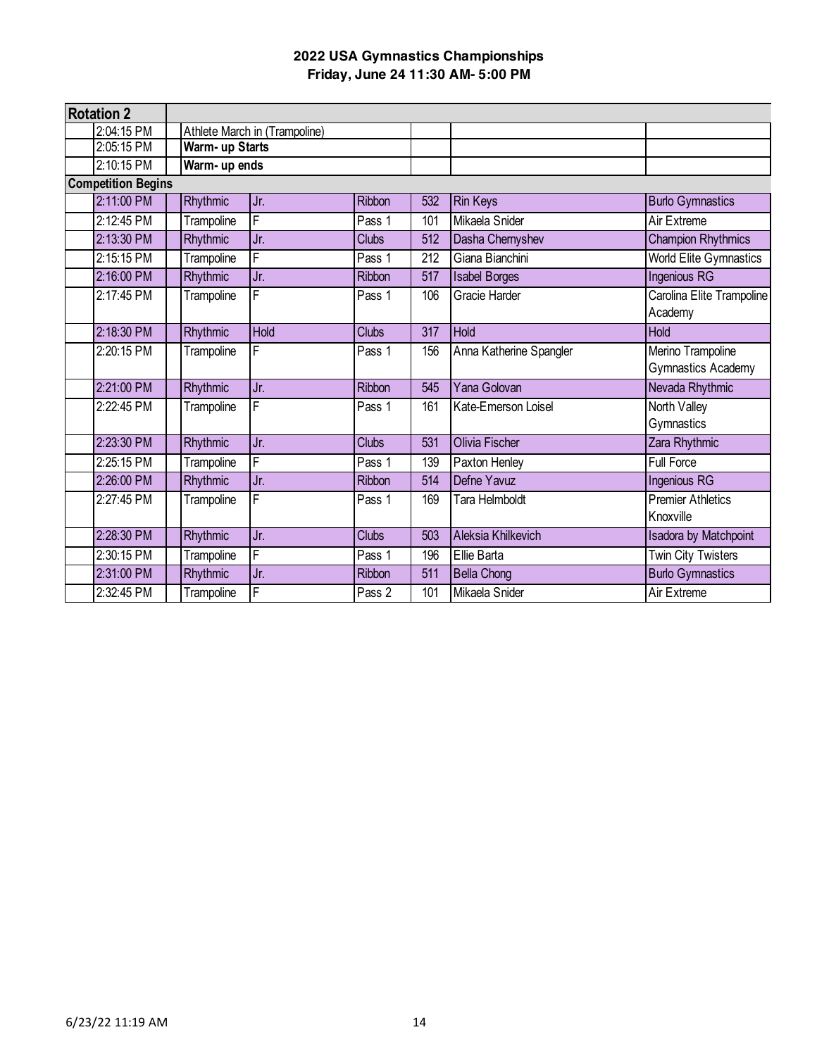**2022 USA Gymnastics Championships**
**Friday, June 24 11:30 AM- 5:00 PM**

| Rotation 2 | | | | | | | |
|---|---|---|---|---|---|---|---|
| 2:04:15 PM | Athlete March in (Trampoline) | | | | | | |
| 2:05:15 PM | **Warm- up Starts** | | | | | | |
| 2:10:15 PM | **Warm- up ends** | | | | | | |
| **Competition Begins** | | | | | | | |
| 2:11:00 PM | Rhythmic | Jr. | Ribbon | 532 | Rin Keys | Burlo Gymnastics | |
| 2:12:45 PM | Trampoline | F | Pass 1 | 101 | Mikaela Snider | Air Extreme | |
| 2:13:30 PM | Rhythmic | Jr. | Clubs | 512 | Dasha Chernyshev | Champion Rhythmics | |
| 2:15:15 PM | Trampoline | F | Pass 1 | 212 | Giana Bianchini | World Elite Gymnastics | |
| 2:16:00 PM | Rhythmic | Jr. | Ribbon | 517 | Isabel Borges | Ingenious RG | |
| 2:17:45 PM | Trampoline | F | Pass 1 | 106 | Gracie Harder | Carolina Elite Trampoline Academy | |
| 2:18:30 PM | Rhythmic | Hold | Clubs | 317 | Hold | Hold | |
| 2:20:15 PM | Trampoline | F | Pass 1 | 156 | Anna Katherine Spangler | Merino Trampoline Gymnastics Academy | |
| 2:21:00 PM | Rhythmic | Jr. | Ribbon | 545 | Yana Golovan | Nevada Rhythmic | |
| 2:22:45 PM | Trampoline | F | Pass 1 | 161 | Kate-Emerson Loisel | North Valley Gymnastics | |
| 2:23:30 PM | Rhythmic | Jr. | Clubs | 531 | Olivia Fischer | Zara Rhythmic | |
| 2:25:15 PM | Trampoline | F | Pass 1 | 139 | Paxton Henley | Full Force | |
| 2:26:00 PM | Rhythmic | Jr. | Ribbon | 514 | Defne Yavuz | Ingenious RG | |
| 2:27:45 PM | Trampoline | F | Pass 1 | 169 | Tara Helmboldt | Premier Athletics Knoxville | |
| 2:28:30 PM | Rhythmic | Jr. | Clubs | 503 | Aleksia Khilkevich | Isadora by Matchpoint | |
| 2:30:15 PM | Trampoline | F | Pass 1 | 196 | Ellie Barta | Twin City Twisters | |
| 2:31:00 PM | Rhythmic | Jr. | Ribbon | 511 | Bella Chong | Burlo Gymnastics | |
| 2:32:45 PM | Trampoline | F | Pass 2 | 101 | Mikaela Snider | Air Extreme | |

6/23/22 11:19 AM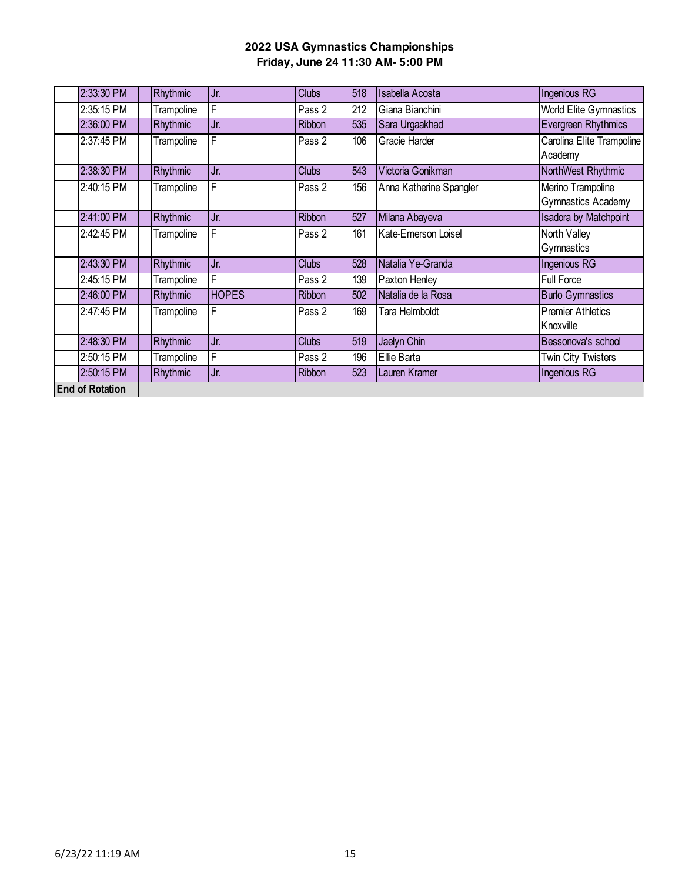**2022 USA Gymnastics Championships**
**Friday, June 24 11:30 AM- 5:00 PM**

| | Time | | Discipline | Level | Event | # | Name | Club |
|---|---|---|---|---|---|---|---|---|
| | 2:33:30 PM | | Rhythmic | Jr. | Clubs | 518 | Isabella Acosta | Ingenious RG |
| | 2:35:15 PM | | Trampoline | F | Pass 2 | 212 | Giana Bianchini | World Elite Gymnastics |
| | 2:36:00 PM | | Rhythmic | Jr. | Ribbon | 535 | Sara Urgaakhad | Evergreen Rhythmics |
| | 2:37:45 PM | | Trampoline | F | Pass 2 | 106 | Gracie Harder | Carolina Elite Trampoline Academy |
| | 2:38:30 PM | | Rhythmic | Jr. | Clubs | 543 | Victoria Gonikman | NorthWest Rhythmic |
| | 2:40:15 PM | | Trampoline | F | Pass 2 | 156 | Anna Katherine Spangler | Merino Trampoline Gymnastics Academy |
| | 2:41:00 PM | | Rhythmic | Jr. | Ribbon | 527 | Milana Abayeva | Isadora by Matchpoint |
| | 2:42:45 PM | | Trampoline | F | Pass 2 | 161 | Kate-Emerson Loisel | North Valley Gymnastics |
| | 2:43:30 PM | | Rhythmic | Jr. | Clubs | 528 | Natalia Ye-Granda | Ingenious RG |
| | 2:45:15 PM | | Trampoline | F | Pass 2 | 139 | Paxton Henley | Full Force |
| | 2:46:00 PM | | Rhythmic | HOPES | Ribbon | 502 | Natalia de la Rosa | Burlo Gymnastics |
| | 2:47:45 PM | | Trampoline | F | Pass 2 | 169 | Tara Helmboldt | Premier Athletics Knoxville |
| | 2:48:30 PM | | Rhythmic | Jr. | Clubs | 519 | Jaelyn Chin | Bessonova's school |
| | 2:50:15 PM | | Trampoline | F | Pass 2 | 196 | Ellie Barta | Twin City Twisters |
| | 2:50:15 PM | | Rhythmic | Jr. | Ribbon | 523 | Lauren Kramer | Ingenious RG |
| **End of Rotation** | | | | | | | | |

6/23/22 11:19 AM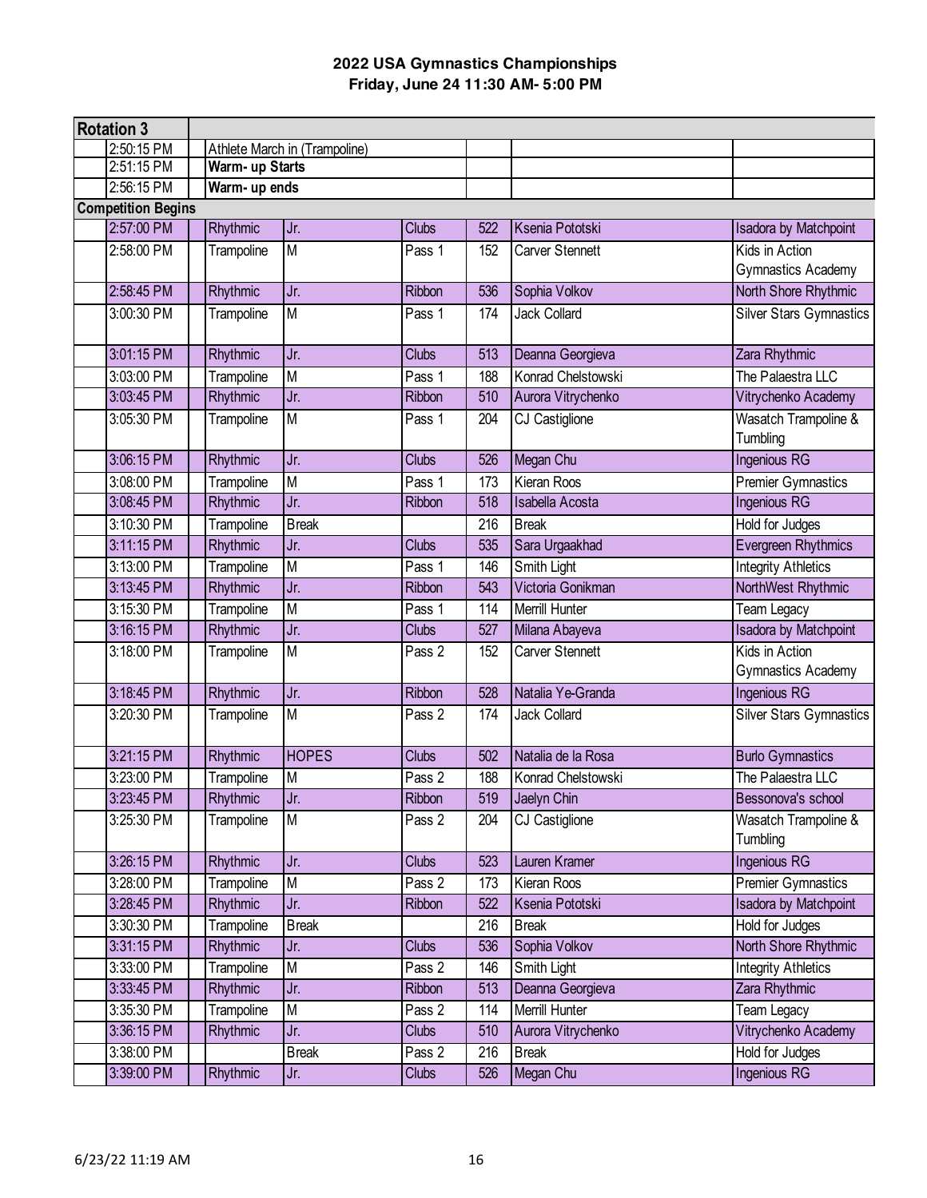## 2022 USA Gymnastics Championships
### Friday, June 24 11:30 AM- 5:00 PM

| Rotation 3 | | | | | | | |
|---|---|---|---|---|---|---|---|
| | 2:50:15 PM | Athlete March in (Trampoline) | | | | | |
| | 2:51:15 PM | **Warm- up Starts** | | | | | |
| | 2:56:15 PM | **Warm- up ends** | | | | | |
| **Competition Begins** | | | | | | | |
| | 2:57:00 PM | Rhythmic | Jr. | Clubs | 522 | Ksenia Pototski | Isadora by Matchpoint |
| | 2:58:00 PM | Trampoline | M | Pass 1 | 152 | Carver Stennett | Kids in Action Gymnastics Academy |
| | 2:58:45 PM | Rhythmic | Jr. | Ribbon | 536 | Sophia Volkov | North Shore Rhythmic |
| | 3:00:30 PM | Trampoline | M | Pass 1 | 174 | Jack Collard | Silver Stars Gymnastics |
| | 3:01:15 PM | Rhythmic | Jr. | Clubs | 513 | Deanna Georgieva | Zara Rhythmic |
| | 3:03:00 PM | Trampoline | M | Pass 1 | 188 | Konrad Chelstowski | The Palaestra LLC |
| | 3:03:45 PM | Rhythmic | Jr. | Ribbon | 510 | Aurora Vitrychenko | Vitrychenko Academy |
| | 3:05:30 PM | Trampoline | M | Pass 1 | 204 | CJ Castiglione | Wasatch Trampoline & Tumbling |
| | 3:06:15 PM | Rhythmic | Jr. | Clubs | 526 | Megan Chu | Ingenious RG |
| | 3:08:00 PM | Trampoline | M | Pass 1 | 173 | Kieran Roos | Premier Gymnastics |
| | 3:08:45 PM | Rhythmic | Jr. | Ribbon | 518 | Isabella Acosta | Ingenious RG |
| | 3:10:30 PM | Trampoline | Break | | 216 | Break | Hold for Judges |
| | 3:11:15 PM | Rhythmic | Jr. | Clubs | 535 | Sara Urgaakhad | Evergreen Rhythmics |
| | 3:13:00 PM | Trampoline | M | Pass 1 | 146 | Smith Light | Integrity Athletics |
| | 3:13:45 PM | Rhythmic | Jr. | Ribbon | 543 | Victoria Gonikman | NorthWest Rhythmic |
| | 3:15:30 PM | Trampoline | M | Pass 1 | 114 | Merrill Hunter | Team Legacy |
| | 3:16:15 PM | Rhythmic | Jr. | Clubs | 527 | Milana Abayeva | Isadora by Matchpoint |
| | 3:18:00 PM | Trampoline | M | Pass 2 | 152 | Carver Stennett | Kids in Action Gymnastics Academy |
| | 3:18:45 PM | Rhythmic | Jr. | Ribbon | 528 | Natalia Ye-Granda | Ingenious RG |
| | 3:20:30 PM | Trampoline | M | Pass 2 | 174 | Jack Collard | Silver Stars Gymnastics |
| | 3:21:15 PM | Rhythmic | HOPES | Clubs | 502 | Natalia de la Rosa | Burlo Gymnastics |
| | 3:23:00 PM | Trampoline | M | Pass 2 | 188 | Konrad Chelstowski | The Palaestra LLC |
| | 3:23:45 PM | Rhythmic | Jr. | Ribbon | 519 | Jaelyn Chin | Bessonova's school |
| | 3:25:30 PM | Trampoline | M | Pass 2 | 204 | CJ Castiglione | Wasatch Trampoline & Tumbling |
| | 3:26:15 PM | Rhythmic | Jr. | Clubs | 523 | Lauren Kramer | Ingenious RG |
| | 3:28:00 PM | Trampoline | M | Pass 2 | 173 | Kieran Roos | Premier Gymnastics |
| | 3:28:45 PM | Rhythmic | Jr. | Ribbon | 522 | Ksenia Pototski | Isadora by Matchpoint |
| | 3:30:30 PM | Trampoline | Break | | 216 | Break | Hold for Judges |
| | 3:31:15 PM | Rhythmic | Jr. | Clubs | 536 | Sophia Volkov | North Shore Rhythmic |
| | 3:33:00 PM | Trampoline | M | Pass 2 | 146 | Smith Light | Integrity Athletics |
| | 3:33:45 PM | Rhythmic | Jr. | Ribbon | 513 | Deanna Georgieva | Zara Rhythmic |
| | 3:35:30 PM | Trampoline | M | Pass 2 | 114 | Merrill Hunter | Team Legacy |
| | 3:36:15 PM | Rhythmic | Jr. | Clubs | 510 | Aurora Vitrychenko | Vitrychenko Academy |
| | 3:38:00 PM | | Break | Pass 2 | 216 | Break | Hold for Judges |
| | 3:39:00 PM | Rhythmic | Jr. | Clubs | 526 | Megan Chu | Ingenious RG |

6/23/22 11:19 AM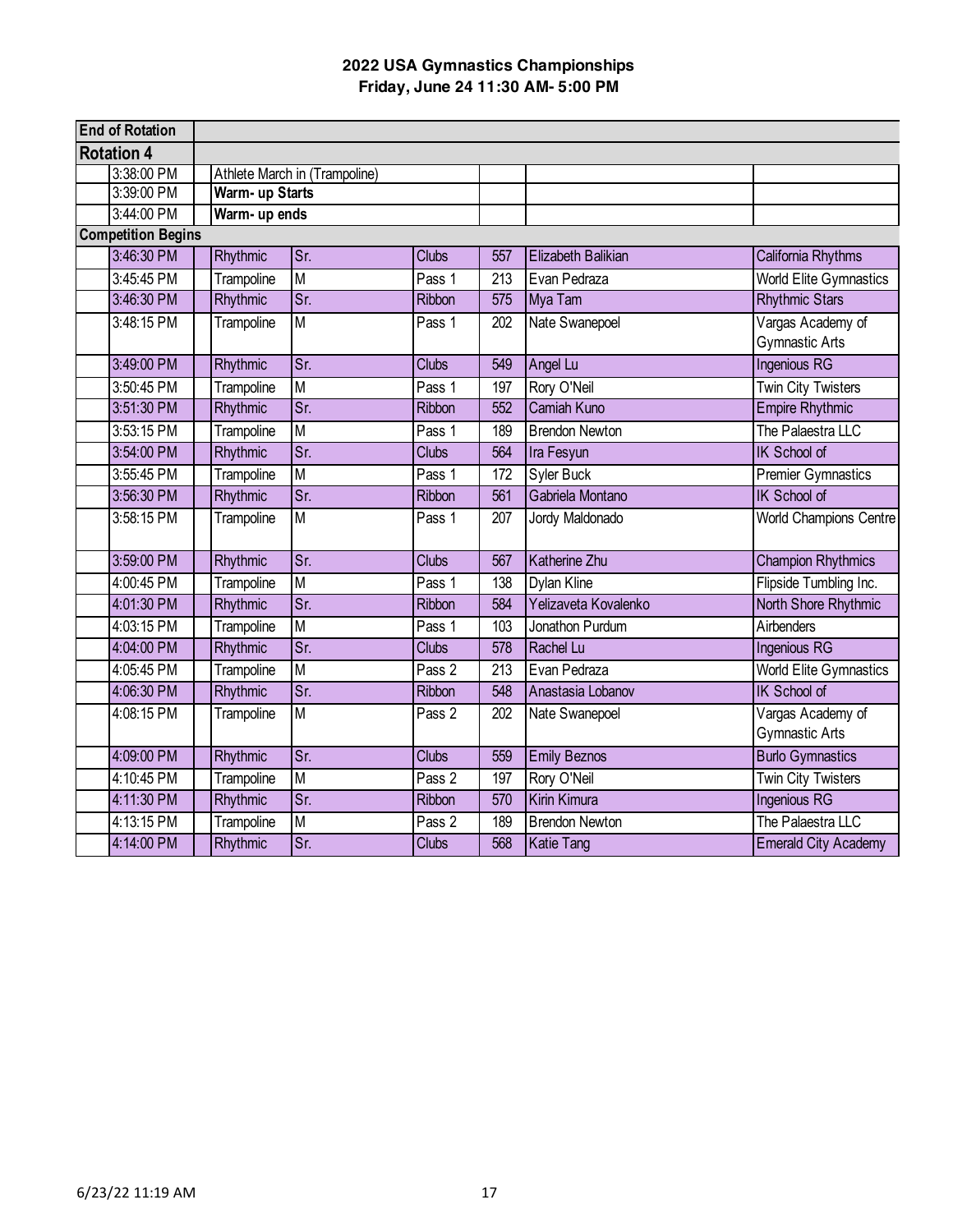# 2022 USA Gymnastics Championships
## Friday, June 24 11:30 AM- 5:00 PM

| | | | | | | | |
|---|---|---|---|---|---|---|---|
| **End of Rotation** | | | | | | | |
| **Rotation 4** | | | | | | | |
| | 3:38:00 PM | Athlete March in (Trampoline) | | | | | |
| | 3:39:00 PM | **Warm- up Starts** | | | | | |
| | 3:44:00 PM | **Warm- up ends** | | | | | |
| **Competition Begins** | | | | | | | |
| | 3:46:30 PM | Rhythmic | Sr. | Clubs | 557 | Elizabeth Balikian | California Rhythms |
| | 3:45:45 PM | Trampoline | M | Pass 1 | 213 | Evan Pedraza | World Elite Gymnastics |
| | 3:46:30 PM | Rhythmic | Sr. | Ribbon | 575 | Mya Tam | Rhythmic Stars |
| | 3:48:15 PM | Trampoline | M | Pass 1 | 202 | Nate Swanepoel | Vargas Academy of Gymnastic Arts |
| | 3:49:00 PM | Rhythmic | Sr. | Clubs | 549 | Angel Lu | Ingenious RG |
| | 3:50:45 PM | Trampoline | M | Pass 1 | 197 | Rory O'Neil | Twin City Twisters |
| | 3:51:30 PM | Rhythmic | Sr. | Ribbon | 552 | Camiah Kuno | Empire Rhythmic |
| | 3:53:15 PM | Trampoline | M | Pass 1 | 189 | Brendon Newton | The Palaestra LLC |
| | 3:54:00 PM | Rhythmic | Sr. | Clubs | 564 | Ira Fesyun | IK School of |
| | 3:55:45 PM | Trampoline | M | Pass 1 | 172 | Syler Buck | Premier Gymnastics |
| | 3:56:30 PM | Rhythmic | Sr. | Ribbon | 561 | Gabriela Montano | IK School of |
| | 3:58:15 PM | Trampoline | M | Pass 1 | 207 | Jordy Maldonado | World Champions Centre |
| | 3:59:00 PM | Rhythmic | Sr. | Clubs | 567 | Katherine Zhu | Champion Rhythmics |
| | 4:00:45 PM | Trampoline | M | Pass 1 | 138 | Dylan Kline | Flipside Tumbling Inc. |
| | 4:01:30 PM | Rhythmic | Sr. | Ribbon | 584 | Yelizaveta Kovalenko | North Shore Rhythmic |
| | 4:03:15 PM | Trampoline | M | Pass 1 | 103 | Jonathon Purdum | Airbenders |
| | 4:04:00 PM | Rhythmic | Sr. | Clubs | 578 | Rachel Lu | Ingenious RG |
| | 4:05:45 PM | Trampoline | M | Pass 2 | 213 | Evan Pedraza | World Elite Gymnastics |
| | 4:06:30 PM | Rhythmic | Sr. | Ribbon | 548 | Anastasia Lobanov | IK School of |
| | 4:08:15 PM | Trampoline | M | Pass 2 | 202 | Nate Swanepoel | Vargas Academy of Gymnastic Arts |
| | 4:09:00 PM | Rhythmic | Sr. | Clubs | 559 | Emily Beznos | Burlo Gymnastics |
| | 4:10:45 PM | Trampoline | M | Pass 2 | 197 | Rory O'Neil | Twin City Twisters |
| | 4:11:30 PM | Rhythmic | Sr. | Ribbon | 570 | Kirin Kimura | Ingenious RG |
| | 4:13:15 PM | Trampoline | M | Pass 2 | 189 | Brendon Newton | The Palaestra LLC |
| | 4:14:00 PM | Rhythmic | Sr. | Clubs | 568 | Katie Tang | Emerald City Academy |

6/23/22 11:19 AM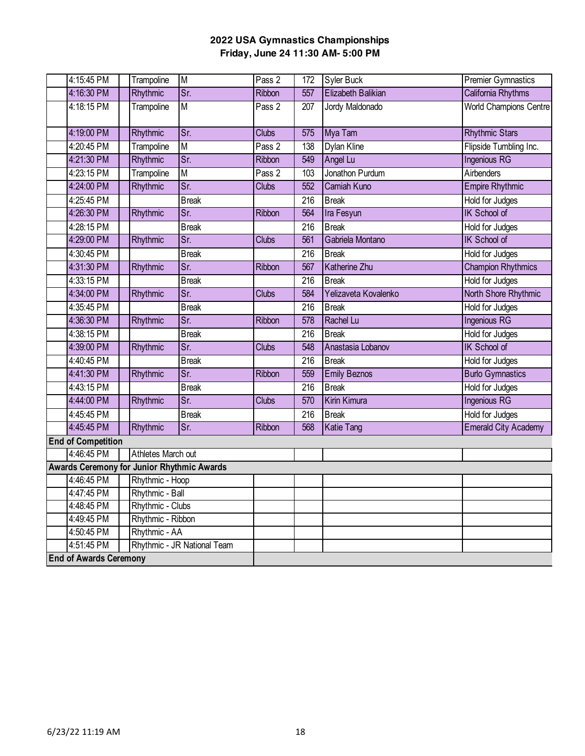# 2022 USA Gymnastics Championships

**Friday, June 24 11:30 AM- 5:00 PM**

| | Time | | Event | Level | Apparatus | # | Name | Club |
|---|---|---|---|---|---|---|---|---|
| | 4:15:45 PM | | Trampoline | M | Pass 2 | 172 | Syler Buck | Premier Gymnastics |
| | 4:16:30 PM | | Rhythmic | Sr. | Ribbon | 557 | Elizabeth Balikian | California Rhythms |
| | 4:18:15 PM | | Trampoline | M | Pass 2 | 207 | Jordy Maldonado | World Champions Centre |
| | 4:19:00 PM | | Rhythmic | Sr. | Clubs | 575 | Mya Tam | Rhythmic Stars |
| | 4:20:45 PM | | Trampoline | M | Pass 2 | 138 | Dylan Kline | Flipside Tumbling Inc. |
| | 4:21:30 PM | | Rhythmic | Sr. | Ribbon | 549 | Angel Lu | Ingenious RG |
| | 4:23:15 PM | | Trampoline | M | Pass 2 | 103 | Jonathon Purdum | Airbenders |
| | 4:24:00 PM | | Rhythmic | Sr. | Clubs | 552 | Camiah Kuno | Empire Rhythmic |
| | 4:25:45 PM | | | Break | | 216 | Break | Hold for Judges |
| | 4:26:30 PM | | Rhythmic | Sr. | Ribbon | 564 | Ira Fesyun | IK School of |
| | 4:28:15 PM | | | Break | | 216 | Break | Hold for Judges |
| | 4:29:00 PM | | Rhythmic | Sr. | Clubs | 561 | Gabriela Montano | IK School of |
| | 4:30:45 PM | | | Break | | 216 | Break | Hold for Judges |
| | 4:31:30 PM | | Rhythmic | Sr. | Ribbon | 567 | Katherine Zhu | Champion Rhythmics |
| | 4:33:15 PM | | | Break | | 216 | Break | Hold for Judges |
| | 4:34:00 PM | | Rhythmic | Sr. | Clubs | 584 | Yelizaveta Kovalenko | North Shore Rhythmic |
| | 4:35:45 PM | | | Break | | 216 | Break | Hold for Judges |
| | 4:36:30 PM | | Rhythmic | Sr. | Ribbon | 578 | Rachel Lu | Ingenious RG |
| | 4:38:15 PM | | | Break | | 216 | Break | Hold for Judges |
| | 4:39:00 PM | | Rhythmic | Sr. | Clubs | 548 | Anastasia Lobanov | IK School of |
| | 4:40:45 PM | | | Break | | 216 | Break | Hold for Judges |
| | 4:41:30 PM | | Rhythmic | Sr. | Ribbon | 559 | Emily Beznos | Burlo Gymnastics |
| | 4:43:15 PM | | | Break | | 216 | Break | Hold for Judges |
| | 4:44:00 PM | | Rhythmic | Sr. | Clubs | 570 | Kirin Kimura | Ingenious RG |
| | 4:45:45 PM | | | Break | | 216 | Break | Hold for Judges |
| | 4:45:45 PM | | Rhythmic | Sr. | Ribbon | 568 | Katie Tang | Emerald City Academy |
| **End of Competition** | | | | | | | | |
| | 4:46:45 PM | | Athletes March out | | | | | |
| **Awards Ceremony for Junior Rhythmic Awards** | | | | | | | | |
| | 4:46:45 PM | | Rhythmic - Hoop | | | | | |
| | 4:47:45 PM | | Rhythmic - Ball | | | | | |
| | 4:48:45 PM | | Rhythmic - Clubs | | | | | |
| | 4:49:45 PM | | Rhythmic - Ribbon | | | | | |
| | 4:50:45 PM | | Rhythmic - AA | | | | | |
| | 4:51:45 PM | | Rhythmic - JR National Team | | | | | |
| **End of Awards Ceremony** | | | | | | | | |

6/23/22 11:19 AM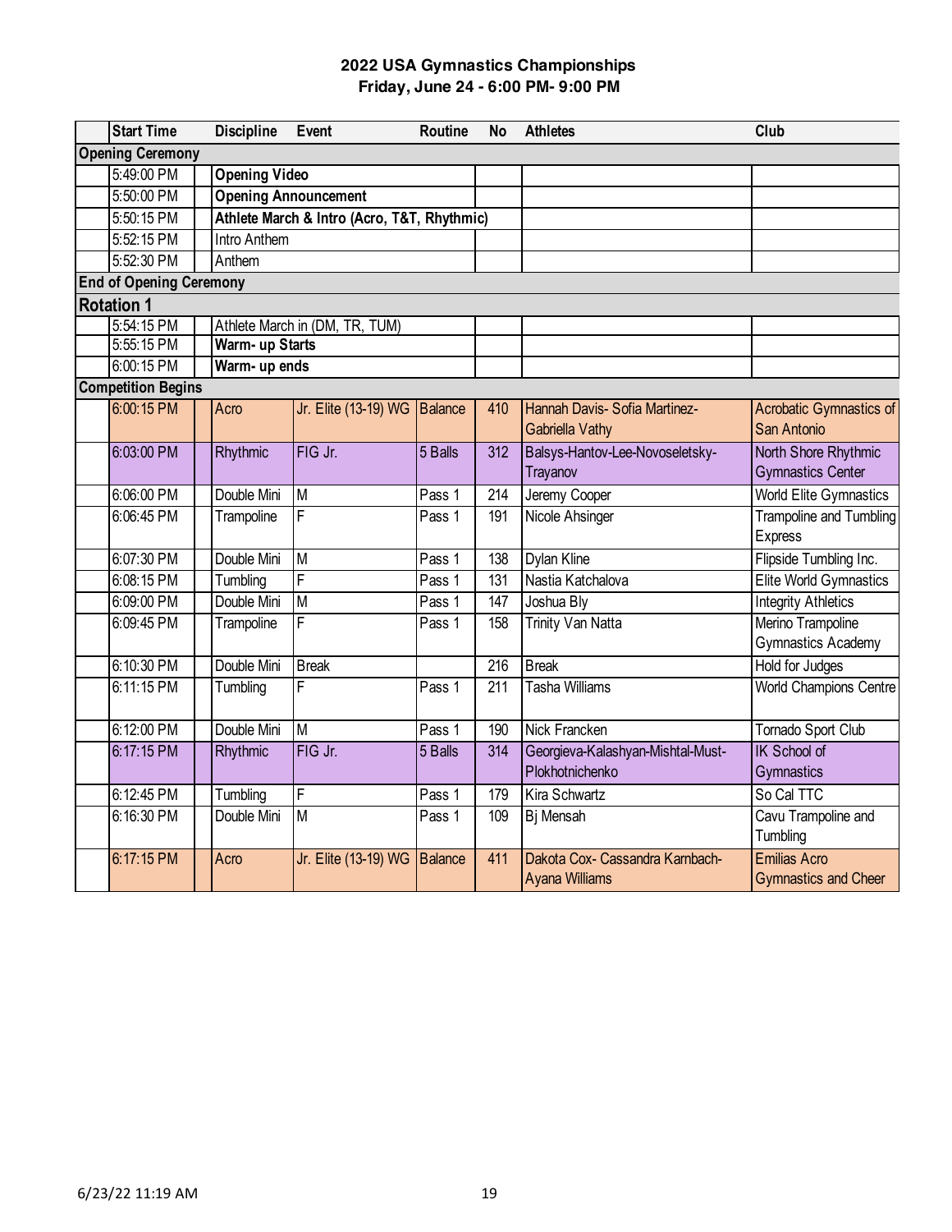## 2022 USA Gymnastics Championships
### Friday, June 24 - 6:00 PM- 9:00 PM

| Start Time | Discipline | Event | Routine | No | Athletes | Club |
|---|---|---|---|---|---|---|
| **Opening Ceremony** | | | | | | |
| 5:49:00 PM | **Opening Video** | | | | | |
| 5:50:00 PM | **Opening Announcement** | | | | | |
| 5:50:15 PM | **Athlete March & Intro (Acro, T&T, Rhythmic)** | | | | | |
| 5:52:15 PM | Intro Anthem | | | | | |
| 5:52:30 PM | Anthem | | | | | |
| **End of Opening Ceremony** | | | | | | |
| **Rotation 1** | | | | | | |
| 5:54:15 PM | Athlete March in (DM, TR, TUM) | | | | | |
| 5:55:15 PM | **Warm- up Starts** | | | | | |
| 6:00:15 PM | **Warm- up ends** | | | | | |
| **Competition Begins** | | | | | | |
| 6:00:15 PM | Acro | Jr. Elite (13-19) WG | Balance | 410 | Hannah Davis- Sofia Martinez- Gabriella Vathy | Acrobatic Gymnastics of San Antonio |
| 6:03:00 PM | Rhythmic | FIG Jr. | 5 Balls | 312 | Balsys-Hantov-Lee-Novoseletsky-Trayanov | North Shore Rhythmic Gymnastics Center |
| 6:06:00 PM | Double Mini | M | Pass 1 | 214 | Jeremy Cooper | World Elite Gymnastics |
| 6:06:45 PM | Trampoline | F | Pass 1 | 191 | Nicole Ahsinger | Trampoline and Tumbling Express |
| 6:07:30 PM | Double Mini | M | Pass 1 | 138 | Dylan Kline | Flipside Tumbling Inc. |
| 6:08:15 PM | Tumbling | F | Pass 1 | 131 | Nastia Katchalova | Elite World Gymnastics |
| 6:09:00 PM | Double Mini | M | Pass 1 | 147 | Joshua Bly | Integrity Athletics |
| 6:09:45 PM | Trampoline | F | Pass 1 | 158 | Trinity Van Natta | Merino Trampoline Gymnastics Academy |
| 6:10:30 PM | Double Mini | Break | | 216 | Break | Hold for Judges |
| 6:11:15 PM | Tumbling | F | Pass 1 | 211 | Tasha Williams | World Champions Centre |
| 6:12:00 PM | Double Mini | M | Pass 1 | 190 | Nick Francken | Tornado Sport Club |
| 6:17:15 PM | Rhythmic | FIG Jr. | 5 Balls | 314 | Georgieva-Kalashyan-Mishtal-Must-Plokhotnichenko | IK School of Gymnastics |
| 6:12:45 PM | Tumbling | F | Pass 1 | 179 | Kira Schwartz | So Cal TTC |
| 6:16:30 PM | Double Mini | M | Pass 1 | 109 | Bj Mensah | Cavu Trampoline and Tumbling |
| 6:17:15 PM | Acro | Jr. Elite (13-19) WG | Balance | 411 | Dakota Cox- Cassandra Karnbach- Ayana Williams | Emilias Acro Gymnastics and Cheer |

6/23/22 11:19 AM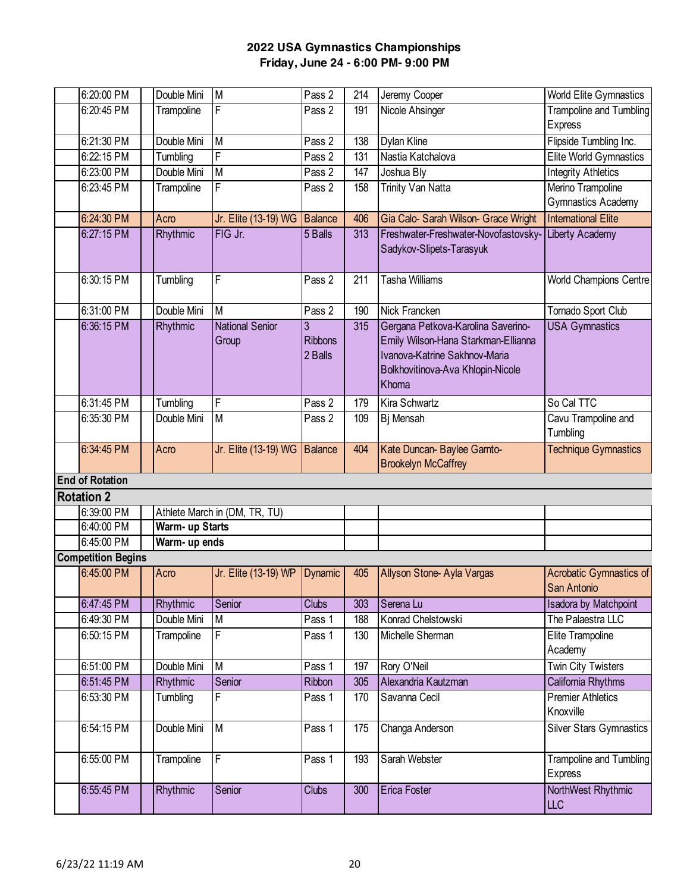# 2022 USA Gymnastics Championships
## Friday, June 24 - 6:00 PM- 9:00 PM

| | Time | | Event | Level | Apparatus | # | Athlete | Club |
|---|---|---|---|---|---|---|---|---|
| | 6:20:00 PM | | Double Mini | M | Pass 2 | 214 | Jeremy Cooper | World Elite Gymnastics |
| | 6:20:45 PM | | Trampoline | F | Pass 2 | 191 | Nicole Ahsinger | Trampoline and Tumbling Express |
| | 6:21:30 PM | | Double Mini | M | Pass 2 | 138 | Dylan Kline | Flipside Tumbling Inc. |
| | 6:22:15 PM | | Tumbling | F | Pass 2 | 131 | Nastia Katchalova | Elite World Gymnastics |
| | 6:23:00 PM | | Double Mini | M | Pass 2 | 147 | Joshua Bly | Integrity Athletics |
| | 6:23:45 PM | | Trampoline | F | Pass 2 | 158 | Trinity Van Natta | Merino Trampoline Gymnastics Academy |
| | 6:24:30 PM | | Acro | Jr. Elite (13-19) WG | Balance | 406 | Gia Calo- Sarah Wilson- Grace Wright | International Elite |
| | 6:27:15 PM | | Rhythmic | FIG Jr. | 5 Balls | 313 | Freshwater-Freshwater-Novofastovsky-Sadykov-Slipets-Tarasyuk | Liberty Academy |
| | 6:30:15 PM | | Tumbling | F | Pass 2 | 211 | Tasha Williams | World Champions Centre |
| | 6:31:00 PM | | Double Mini | M | Pass 2 | 190 | Nick Francken | Tornado Sport Club |
| | 6:36:15 PM | | Rhythmic | National Senior Group | 3 Ribbons 2 Balls | 315 | Gergana Petkova-Karolina Saverino-Emily Wilson-Hana Starkman-Ellianna Ivanova-Katrine Sakhnov-Maria Bolkhovitinova-Ava Khlopin-Nicole Khoma | USA Gymnastics |
| | 6:31:45 PM | | Tumbling | F | Pass 2 | 179 | Kira Schwartz | So Cal TTC |
| | 6:35:30 PM | | Double Mini | M | Pass 2 | 109 | Bj Mensah | Cavu Trampoline and Tumbling |
| | 6:34:45 PM | | Acro | Jr. Elite (13-19) WG | Balance | 404 | Kate Duncan- Baylee Garnto-Brookelyn McCaffrey | Technique Gymnastics |
| **End of Rotation** | | | | | | | | |
| **Rotation 2** | | | | | | | | |
| | 6:39:00 PM | | Athlete March in (DM, TR, TU) | | | | | |
| | 6:40:00 PM | | **Warm- up Starts** | | | | | |
| | 6:45:00 PM | | **Warm- up ends** | | | | | |
| **Competition Begins** | | | | | | | | |
| | 6:45:00 PM | | Acro | Jr. Elite (13-19) WP | Dynamic | 405 | Allyson Stone- Ayla Vargas | Acrobatic Gymnastics of San Antonio |
| | 6:47:45 PM | | Rhythmic | Senior | Clubs | 303 | Serena Lu | Isadora by Matchpoint |
| | 6:49:30 PM | | Double Mini | M | Pass 1 | 188 | Konrad Chelstowski | The Palaestra LLC |
| | 6:50:15 PM | | Trampoline | F | Pass 1 | 130 | Michelle Sherman | Elite Trampoline Academy |
| | 6:51:00 PM | | Double Mini | M | Pass 1 | 197 | Rory O'Neil | Twin City Twisters |
| | 6:51:45 PM | | Rhythmic | Senior | Ribbon | 305 | Alexandria Kautzman | California Rhythms |
| | 6:53:30 PM | | Tumbling | F | Pass 1 | 170 | Savanna Cecil | Premier Athletics Knoxville |
| | 6:54:15 PM | | Double Mini | M | Pass 1 | 175 | Changa Anderson | Silver Stars Gymnastics |
| | 6:55:00 PM | | Trampoline | F | Pass 1 | 193 | Sarah Webster | Trampoline and Tumbling Express |
| | 6:55:45 PM | | Rhythmic | Senior | Clubs | 300 | Erica Foster | NorthWest Rhythmic LLC |

6/23/22 11:19 AM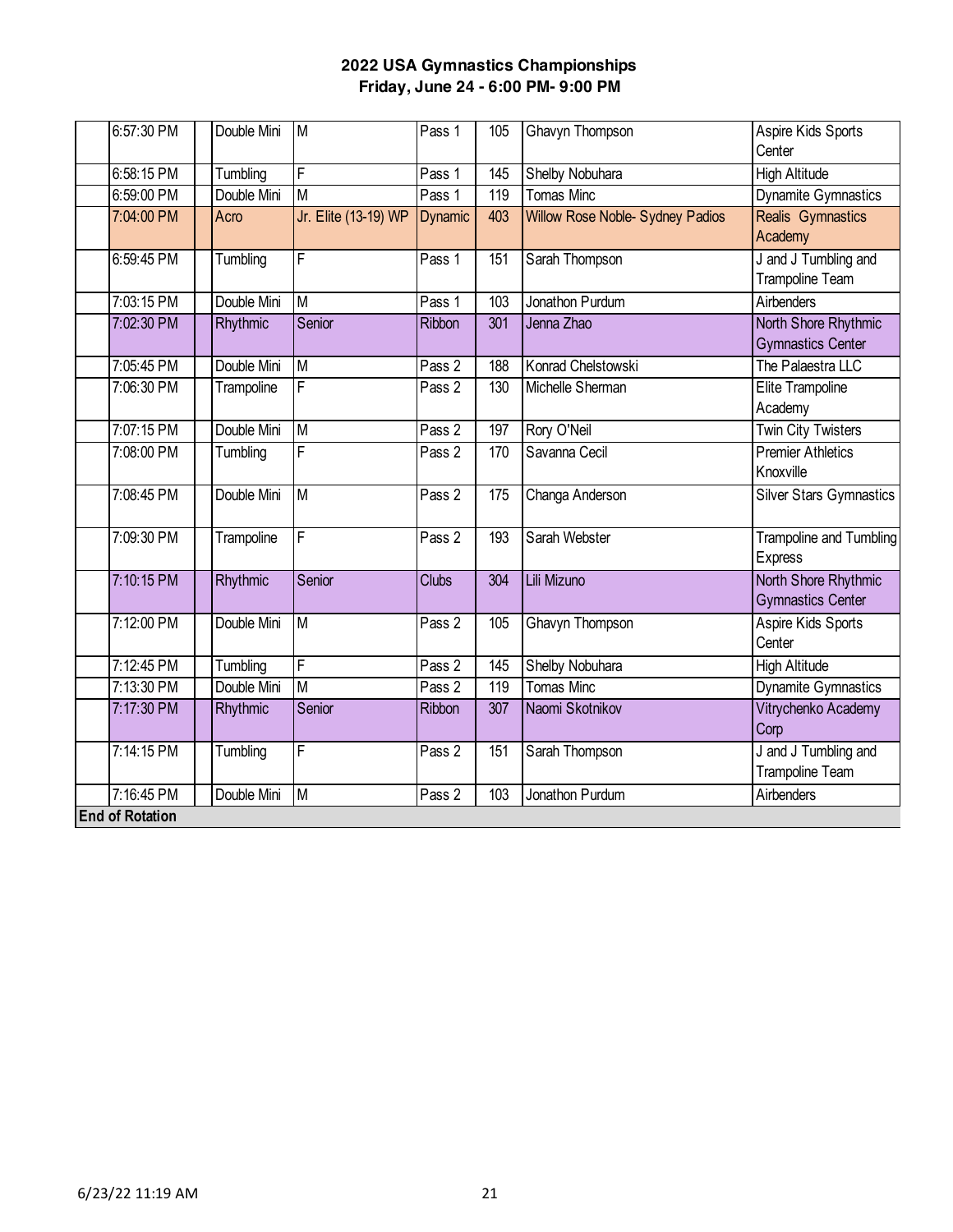**2022 USA Gymnastics Championships**
**Friday, June 24 - 6:00 PM- 9:00 PM**

| | | | | | | | |
|---|---|---|---|---|---|---|---|
| | 6:57:30 PM | | Double Mini | M | Pass 1 | 105 | Ghavyn Thompson | Aspire Kids Sports Center |
| | 6:58:15 PM | | Tumbling | F | Pass 1 | 145 | Shelby Nobuhara | High Altitude |
| | 6:59:00 PM | | Double Mini | M | Pass 1 | 119 | Tomas Minc | Dynamite Gymnastics |
| | 7:04:00 PM | | Acro | Jr. Elite (13-19) WP | Dynamic | 403 | Willow Rose Noble- Sydney Padios | Realis Gymnastics Academy |
| | 6:59:45 PM | | Tumbling | F | Pass 1 | 151 | Sarah Thompson | J and J Tumbling and Trampoline Team |
| | 7:03:15 PM | | Double Mini | M | Pass 1 | 103 | Jonathon Purdum | Airbenders |
| | 7:02:30 PM | | Rhythmic | Senior | Ribbon | 301 | Jenna Zhao | North Shore Rhythmic Gymnastics Center |
| | 7:05:45 PM | | Double Mini | M | Pass 2 | 188 | Konrad Chelstowski | The Palaestra LLC |
| | 7:06:30 PM | | Trampoline | F | Pass 2 | 130 | Michelle Sherman | Elite Trampoline Academy |
| | 7:07:15 PM | | Double Mini | M | Pass 2 | 197 | Rory O'Neil | Twin City Twisters |
| | 7:08:00 PM | | Tumbling | F | Pass 2 | 170 | Savanna Cecil | Premier Athletics Knoxville |
| | 7:08:45 PM | | Double Mini | M | Pass 2 | 175 | Changa Anderson | Silver Stars Gymnastics |
| | 7:09:30 PM | | Trampoline | F | Pass 2 | 193 | Sarah Webster | Trampoline and Tumbling Express |
| | 7:10:15 PM | | Rhythmic | Senior | Clubs | 304 | Lili Mizuno | North Shore Rhythmic Gymnastics Center |
| | 7:12:00 PM | | Double Mini | M | Pass 2 | 105 | Ghavyn Thompson | Aspire Kids Sports Center |
| | 7:12:45 PM | | Tumbling | F | Pass 2 | 145 | Shelby Nobuhara | High Altitude |
| | 7:13:30 PM | | Double Mini | M | Pass 2 | 119 | Tomas Minc | Dynamite Gymnastics |
| | 7:17:30 PM | | Rhythmic | Senior | Ribbon | 307 | Naomi Skotnikov | Vitrychenko Academy Corp |
| | 7:14:15 PM | | Tumbling | F | Pass 2 | 151 | Sarah Thompson | J and J Tumbling and Trampoline Team |
| | 7:16:45 PM | | Double Mini | M | Pass 2 | 103 | Jonathon Purdum | Airbenders |
| **End of Rotation** | | | | | | | | |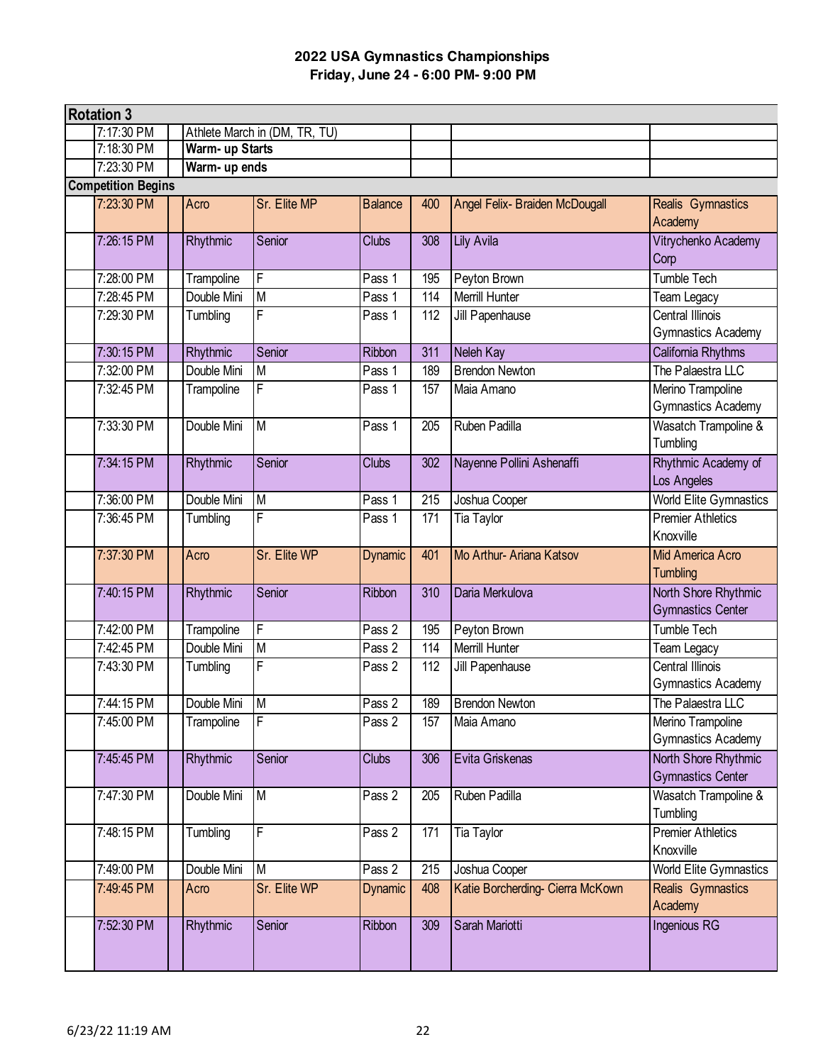# 2022 USA Gymnastics Championships
## Friday, June 24 - 6:00 PM- 9:00 PM

| Rotation 3 | | | | | | | |
|---|---|---|---|---|---|---|---|
| 7:17:30 PM | Athlete March in (DM, TR, TU) | | | | | | |
| 7:18:30 PM | **Warm- up Starts** | | | | | | |
| 7:23:30 PM | **Warm- up ends** | | | | | | |
| **Competition Begins** | | | | | | | |
| 7:23:30 PM | Acro | Sr. Elite MP | Balance | 400 | Angel Felix- Braiden McDougall | Realis Gymnastics Academy | |
| 7:26:15 PM | Rhythmic | Senior | Clubs | 308 | Lily Avila | Vitrychenko Academy Corp | |
| 7:28:00 PM | Trampoline | F | Pass 1 | 195 | Peyton Brown | Tumble Tech | |
| 7:28:45 PM | Double Mini | M | Pass 1 | 114 | Merrill Hunter | Team Legacy | |
| 7:29:30 PM | Tumbling | F | Pass 1 | 112 | Jill Papenhause | Central Illinois Gymnastics Academy | |
| 7:30:15 PM | Rhythmic | Senior | Ribbon | 311 | Neleh Kay | California Rhythms | |
| 7:32:00 PM | Double Mini | M | Pass 1 | 189 | Brendon Newton | The Palaestra LLC | |
| 7:32:45 PM | Trampoline | F | Pass 1 | 157 | Maia Amano | Merino Trampoline Gymnastics Academy | |
| 7:33:30 PM | Double Mini | M | Pass 1 | 205 | Ruben Padilla | Wasatch Trampoline & Tumbling | |
| 7:34:15 PM | Rhythmic | Senior | Clubs | 302 | Nayenne Pollini Ashenaffi | Rhythmic Academy of Los Angeles | |
| 7:36:00 PM | Double Mini | M | Pass 1 | 215 | Joshua Cooper | World Elite Gymnastics | |
| 7:36:45 PM | Tumbling | F | Pass 1 | 171 | Tia Taylor | Premier Athletics Knoxville | |
| 7:37:30 PM | Acro | Sr. Elite WP | Dynamic | 401 | Mo Arthur- Ariana Katsov | Mid America Acro Tumbling | |
| 7:40:15 PM | Rhythmic | Senior | Ribbon | 310 | Daria Merkulova | North Shore Rhythmic Gymnastics Center | |
| 7:42:00 PM | Trampoline | F | Pass 2 | 195 | Peyton Brown | Tumble Tech | |
| 7:42:45 PM | Double Mini | M | Pass 2 | 114 | Merrill Hunter | Team Legacy | |
| 7:43:30 PM | Tumbling | F | Pass 2 | 112 | Jill Papenhause | Central Illinois Gymnastics Academy | |
| 7:44:15 PM | Double Mini | M | Pass 2 | 189 | Brendon Newton | The Palaestra LLC | |
| 7:45:00 PM | Trampoline | F | Pass 2 | 157 | Maia Amano | Merino Trampoline Gymnastics Academy | |
| 7:45:45 PM | Rhythmic | Senior | Clubs | 306 | Evita Griskenas | North Shore Rhythmic Gymnastics Center | |
| 7:47:30 PM | Double Mini | M | Pass 2 | 205 | Ruben Padilla | Wasatch Trampoline & Tumbling | |
| 7:48:15 PM | Tumbling | F | Pass 2 | 171 | Tia Taylor | Premier Athletics Knoxville | |
| 7:49:00 PM | Double Mini | M | Pass 2 | 215 | Joshua Cooper | World Elite Gymnastics | |
| 7:49:45 PM | Acro | Sr. Elite WP | Dynamic | 408 | Katie Borcherding- Cierra McKown | Realis Gymnastics Academy | |
| 7:52:30 PM | Rhythmic | Senior | Ribbon | 309 | Sarah Mariotti | Ingenious RG | |

6/23/22 11:19 AM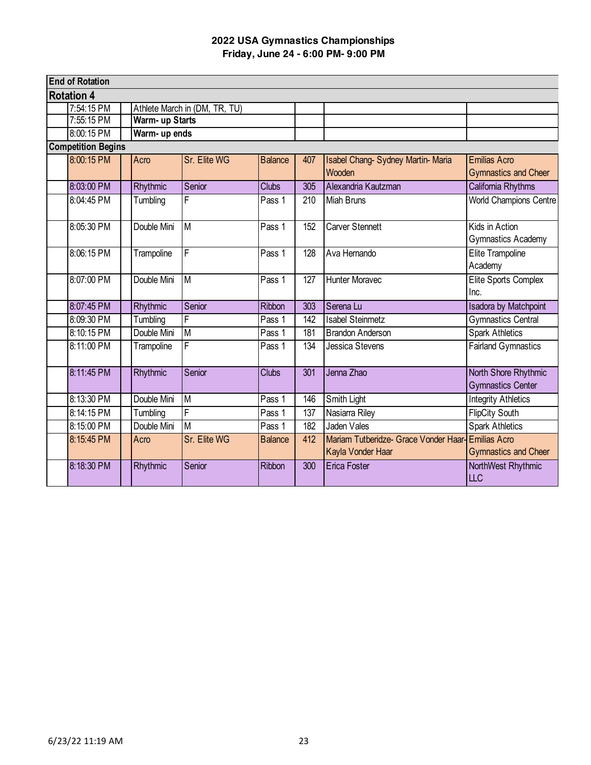# 2022 USA Gymnastics Championships
## Friday, June 24 - 6:00 PM- 9:00 PM

| | | | | | | | | |
|---|---|---|---|---|---|---|---|---|
| **End of Rotation** | | | | | | | | |
| **Rotation 4** | | | | | | | | |
| | 7:54:15 PM | | Athlete March in (DM, TR, TU) | | | | | |
| | 7:55:15 PM | | **Warm- up Starts** | | | | | |
| | 8:00:15 PM | | **Warm- up ends** | | | | | |
| **Competition Begins** | | | | | | | | |
| | 8:00:15 PM | | Acro | Sr. Elite WG | Balance | 407 | Isabel Chang- Sydney Martin- Maria Wooden | Emilias Acro Gymnastics and Cheer |
| | 8:03:00 PM | | Rhythmic | Senior | Clubs | 305 | Alexandria Kautzman | California Rhythms |
| | 8:04:45 PM | | Tumbling | F | Pass 1 | 210 | Miah Bruns | World Champions Centre |
| | 8:05:30 PM | | Double Mini | M | Pass 1 | 152 | Carver Stennett | Kids in Action Gymnastics Academy |
| | 8:06:15 PM | | Trampoline | F | Pass 1 | 128 | Ava Hernando | Elite Trampoline Academy |
| | 8:07:00 PM | | Double Mini | M | Pass 1 | 127 | Hunter Moravec | Elite Sports Complex Inc. |
| | 8:07:45 PM | | Rhythmic | Senior | Ribbon | 303 | Serena Lu | Isadora by Matchpoint |
| | 8:09:30 PM | | Tumbling | F | Pass 1 | 142 | Isabel Steinmetz | Gymnastics Central |
| | 8:10:15 PM | | Double Mini | M | Pass 1 | 181 | Brandon Anderson | Spark Athletics |
| | 8:11:00 PM | | Trampoline | F | Pass 1 | 134 | Jessica Stevens | Fairland Gymnastics |
| | 8:11:45 PM | | Rhythmic | Senior | Clubs | 301 | Jenna Zhao | North Shore Rhythmic Gymnastics Center |
| | 8:13:30 PM | | Double Mini | M | Pass 1 | 146 | Smith Light | Integrity Athletics |
| | 8:14:15 PM | | Tumbling | F | Pass 1 | 137 | Nasiarra Riley | FlipCity South |
| | 8:15:00 PM | | Double Mini | M | Pass 1 | 182 | Jaden Vales | Spark Athletics |
| | 8:15:45 PM | | Acro | Sr. Elite WG | Balance | 412 | Mariam Tutberidze- Grace Vonder Haar- Kayla Vonder Haar | Emilias Acro Gymnastics and Cheer |
| | 8:18:30 PM | | Rhythmic | Senior | Ribbon | 300 | Erica Foster | NorthWest Rhythmic LLC |

6/23/22 11:19 AM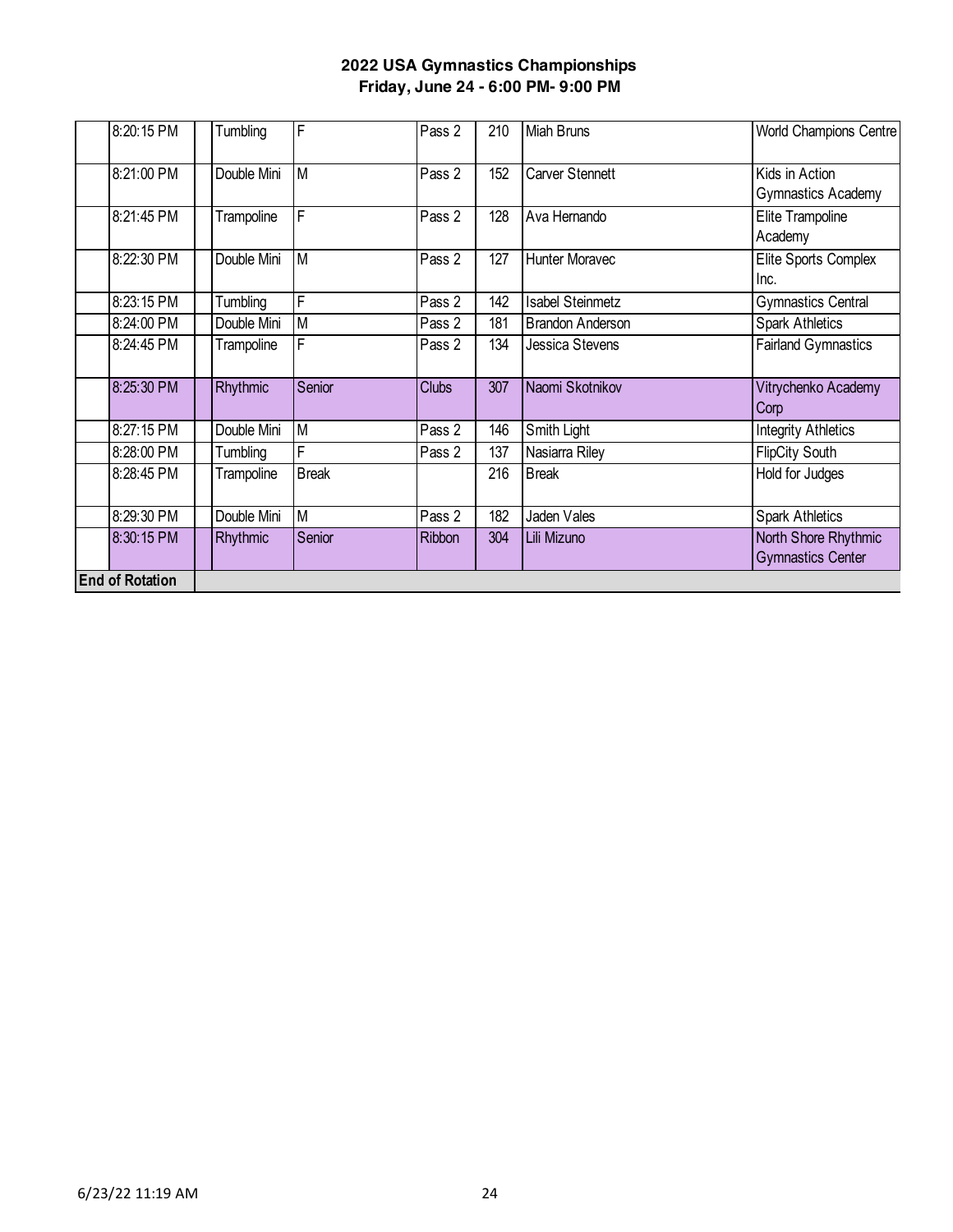**2022 USA Gymnastics Championships**
**Friday, June 24 - 6:00 PM- 9:00 PM**

| | | | | | | | | |
|---|---|---|---|---|---|---|---|---|
| | 8:20:15 PM | | Tumbling | F | Pass 2 | 210 | Miah Bruns | World Champions Centre |
| | 8:21:00 PM | | Double Mini | M | Pass 2 | 152 | Carver Stennett | Kids in Action Gymnastics Academy |
| | 8:21:45 PM | | Trampoline | F | Pass 2 | 128 | Ava Hernando | Elite Trampoline Academy |
| | 8:22:30 PM | | Double Mini | M | Pass 2 | 127 | Hunter Moravec | Elite Sports Complex Inc. |
| | 8:23:15 PM | | Tumbling | F | Pass 2 | 142 | Isabel Steinmetz | Gymnastics Central |
| | 8:24:00 PM | | Double Mini | M | Pass 2 | 181 | Brandon Anderson | Spark Athletics |
| | 8:24:45 PM | | Trampoline | F | Pass 2 | 134 | Jessica Stevens | Fairland Gymnastics |
| | 8:25:30 PM | | Rhythmic | Senior | Clubs | 307 | Naomi Skotnikov | Vitrychenko Academy Corp |
| | 8:27:15 PM | | Double Mini | M | Pass 2 | 146 | Smith Light | Integrity Athletics |
| | 8:28:00 PM | | Tumbling | F | Pass 2 | 137 | Nasiarra Riley | FlipCity South |
| | 8:28:45 PM | | Trampoline | Break | | 216 | Break | Hold for Judges |
| | 8:29:30 PM | | Double Mini | M | Pass 2 | 182 | Jaden Vales | Spark Athletics |
| | 8:30:15 PM | | Rhythmic | Senior | Ribbon | 304 | Lili Mizuno | North Shore Rhythmic Gymnastics Center |
| **End of Rotation** | | | | | | | | |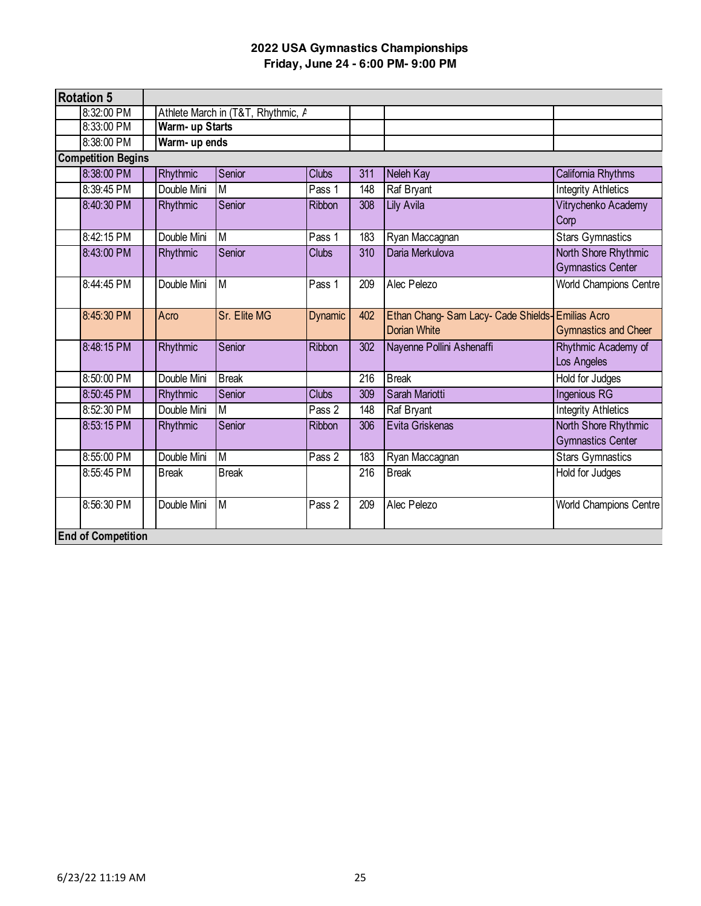## 2022 USA Gymnastics Championships
## Friday, June 24 - 6:00 PM- 9:00 PM

| Rotation 5 | | | | | | | | |
|---|---|---|---|---|---|---|---|---|
| | 8:32:00 PM | | Athlete March in (T&T, Rhythmic, A | | | | | |
| | 8:33:00 PM | | **Warm- up Starts** | | | | | |
| | 8:38:00 PM | | **Warm- up ends** | | | | | |
| **Competition Begins** | | | | | | | | |
| | 8:38:00 PM | | Rhythmic | Senior | Clubs | 311 | Neleh Kay | California Rhythms |
| | 8:39:45 PM | | Double Mini | M | Pass 1 | 148 | Raf Bryant | Integrity Athletics |
| | 8:40:30 PM | | Rhythmic | Senior | Ribbon | 308 | Lily Avila | Vitrychenko Academy Corp |
| | 8:42:15 PM | | Double Mini | M | Pass 1 | 183 | Ryan Maccagnan | Stars Gymnastics |
| | 8:43:00 PM | | Rhythmic | Senior | Clubs | 310 | Daria Merkulova | North Shore Rhythmic Gymnastics Center |
| | 8:44:45 PM | | Double Mini | M | Pass 1 | 209 | Alec Pelezo | World Champions Centre |
| | 8:45:30 PM | | Acro | Sr. Elite MG | Dynamic | 402 | Ethan Chang- Sam Lacy- Cade Shields- Dorian White | Emilias Acro Gymnastics and Cheer |
| | 8:48:15 PM | | Rhythmic | Senior | Ribbon | 302 | Nayenne Pollini Ashenaffi | Rhythmic Academy of Los Angeles |
| | 8:50:00 PM | | Double Mini | Break | | 216 | Break | Hold for Judges |
| | 8:50:45 PM | | Rhythmic | Senior | Clubs | 309 | Sarah Mariotti | Ingenious RG |
| | 8:52:30 PM | | Double Mini | M | Pass 2 | 148 | Raf Bryant | Integrity Athletics |
| | 8:53:15 PM | | Rhythmic | Senior | Ribbon | 306 | Evita Griskenas | North Shore Rhythmic Gymnastics Center |
| | 8:55:00 PM | | Double Mini | M | Pass 2 | 183 | Ryan Maccagnan | Stars Gymnastics |
| | 8:55:45 PM | | Break | Break | | 216 | Break | Hold for Judges |
| | 8:56:30 PM | | Double Mini | M | Pass 2 | 209 | Alec Pelezo | World Champions Centre |
| **End of Competition** | | | | | | | | |

6/23/22 11:19 AM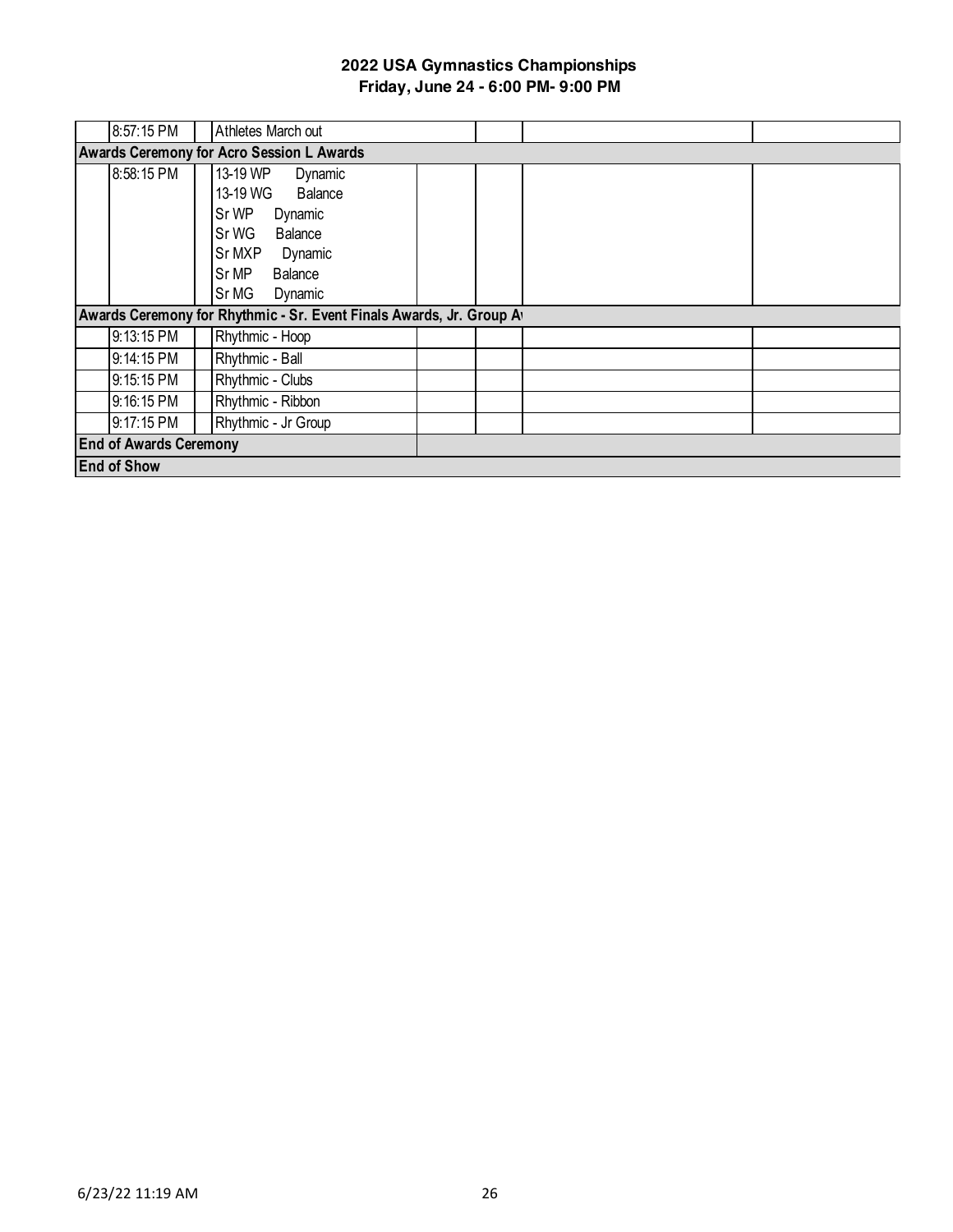# 2022 USA Gymnastics Championships

## Friday, June 24 - 6:00 PM- 9:00 PM

| | Time | | Event | | | | |
|---|---|---|---|---|---|---|---|
| | 8:57:15 PM | | Athletes March out | | | | |
| **Awards Ceremony for Acro Session L Awards** | | | | | | | |
| | 8:58:15 PM | | 13-19 WP Dynamic<br>13-19 WG Balance<br>Sr WP Dynamic<br>Sr WG Balance<br>Sr MXP Dynamic<br>Sr MP Balance<br>Sr MG Dynamic | | | | |
| **Awards Ceremony for Rhythmic - Sr. Event Finals Awards, Jr. Group A** | | | | | | | |
| | 9:13:15 PM | | Rhythmic - Hoop | | | | |
| | 9:14:15 PM | | Rhythmic - Ball | | | | |
| | 9:15:15 PM | | Rhythmic - Clubs | | | | |
| | 9:16:15 PM | | Rhythmic - Ribbon | | | | |
| | 9:17:15 PM | | Rhythmic - Jr Group | | | | |
| **End of Awards Ceremony** | | | | | | | |
| **End of Show** | | | | | | | |

6/23/22 11:19 AM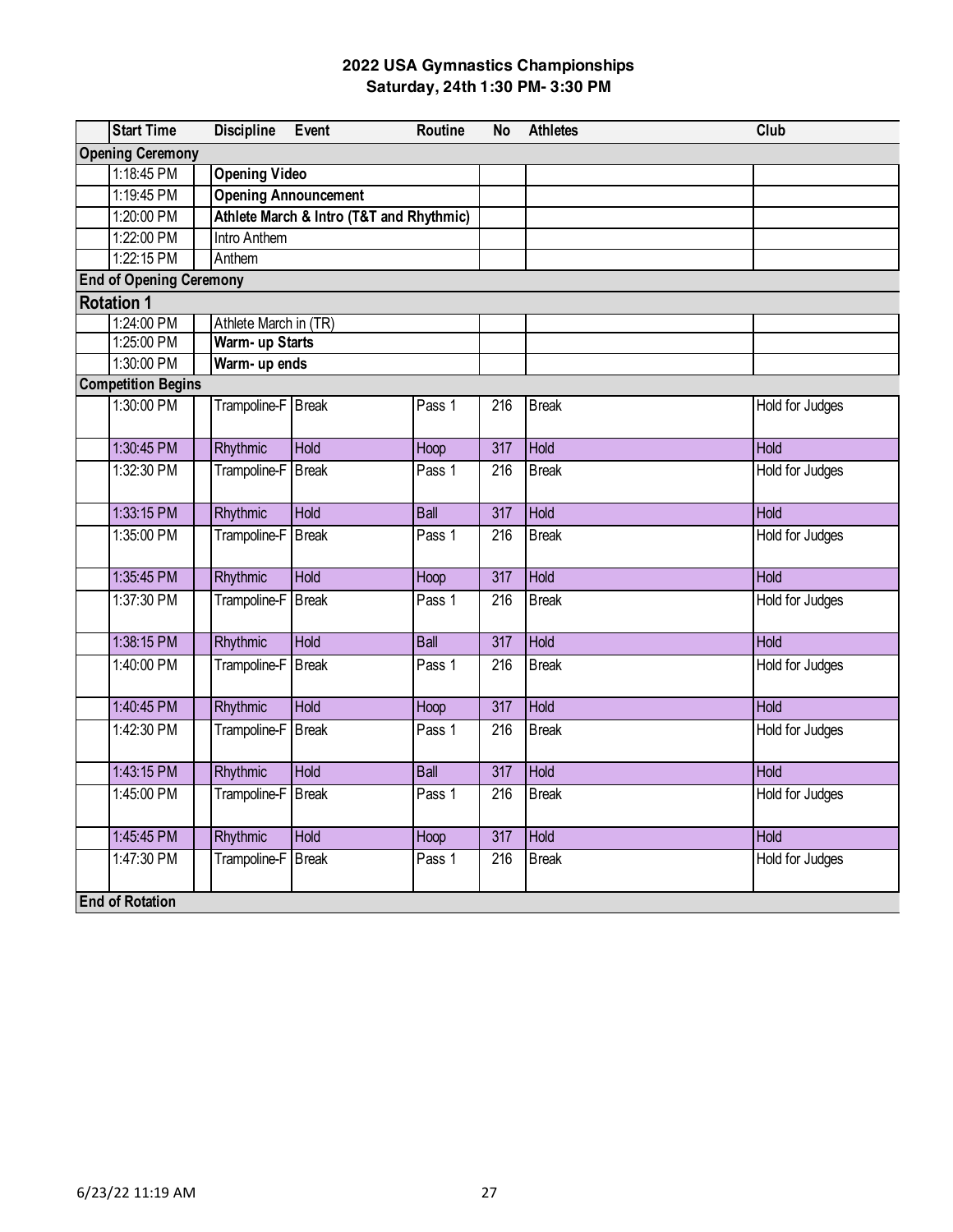# 2022 USA Gymnastics Championships
## Saturday, 24th 1:30 PM- 3:30 PM

| | Start Time | | Discipline | Event | Routine | No | Athletes | Club |
|---|---|---|---|---|---|---|---|---|
| **Opening Ceremony** | | | | | | | | |
| | 1:18:45 PM | | **Opening Video** | | | | | |
| | 1:19:45 PM | | **Opening Announcement** | | | | | |
| | 1:20:00 PM | | **Athlete March & Intro (T&T and Rhythmic)** | | | | | |
| | 1:22:00 PM | | Intro Anthem | | | | | |
| | 1:22:15 PM | | Anthem | | | | | |
| **End of Opening Ceremony** | | | | | | | | |
| **Rotation 1** | | | | | | | | |
| | 1:24:00 PM | | Athlete March in (TR) | | | | | |
| | 1:25:00 PM | | **Warm- up Starts** | | | | | |
| | 1:30:00 PM | | **Warm- up ends** | | | | | |
| **Competition Begins** | | | | | | | | |
| | 1:30:00 PM | | Trampoline-F | Break | Pass 1 | 216 | Break | Hold for Judges |
| | 1:30:45 PM | | Rhythmic | Hold | Hoop | 317 | Hold | Hold |
| | 1:32:30 PM | | Trampoline-F | Break | Pass 1 | 216 | Break | Hold for Judges |
| | 1:33:15 PM | | Rhythmic | Hold | Ball | 317 | Hold | Hold |
| | 1:35:00 PM | | Trampoline-F | Break | Pass 1 | 216 | Break | Hold for Judges |
| | 1:35:45 PM | | Rhythmic | Hold | Hoop | 317 | Hold | Hold |
| | 1:37:30 PM | | Trampoline-F | Break | Pass 1 | 216 | Break | Hold for Judges |
| | 1:38:15 PM | | Rhythmic | Hold | Ball | 317 | Hold | Hold |
| | 1:40:00 PM | | Trampoline-F | Break | Pass 1 | 216 | Break | Hold for Judges |
| | 1:40:45 PM | | Rhythmic | Hold | Hoop | 317 | Hold | Hold |
| | 1:42:30 PM | | Trampoline-F | Break | Pass 1 | 216 | Break | Hold for Judges |
| | 1:43:15 PM | | Rhythmic | Hold | Ball | 317 | Hold | Hold |
| | 1:45:00 PM | | Trampoline-F | Break | Pass 1 | 216 | Break | Hold for Judges |
| | 1:45:45 PM | | Rhythmic | Hold | Hoop | 317 | Hold | Hold |
| | 1:47:30 PM | | Trampoline-F | Break | Pass 1 | 216 | Break | Hold for Judges |
| **End of Rotation** | | | | | | | | |

6/23/22 11:19 AM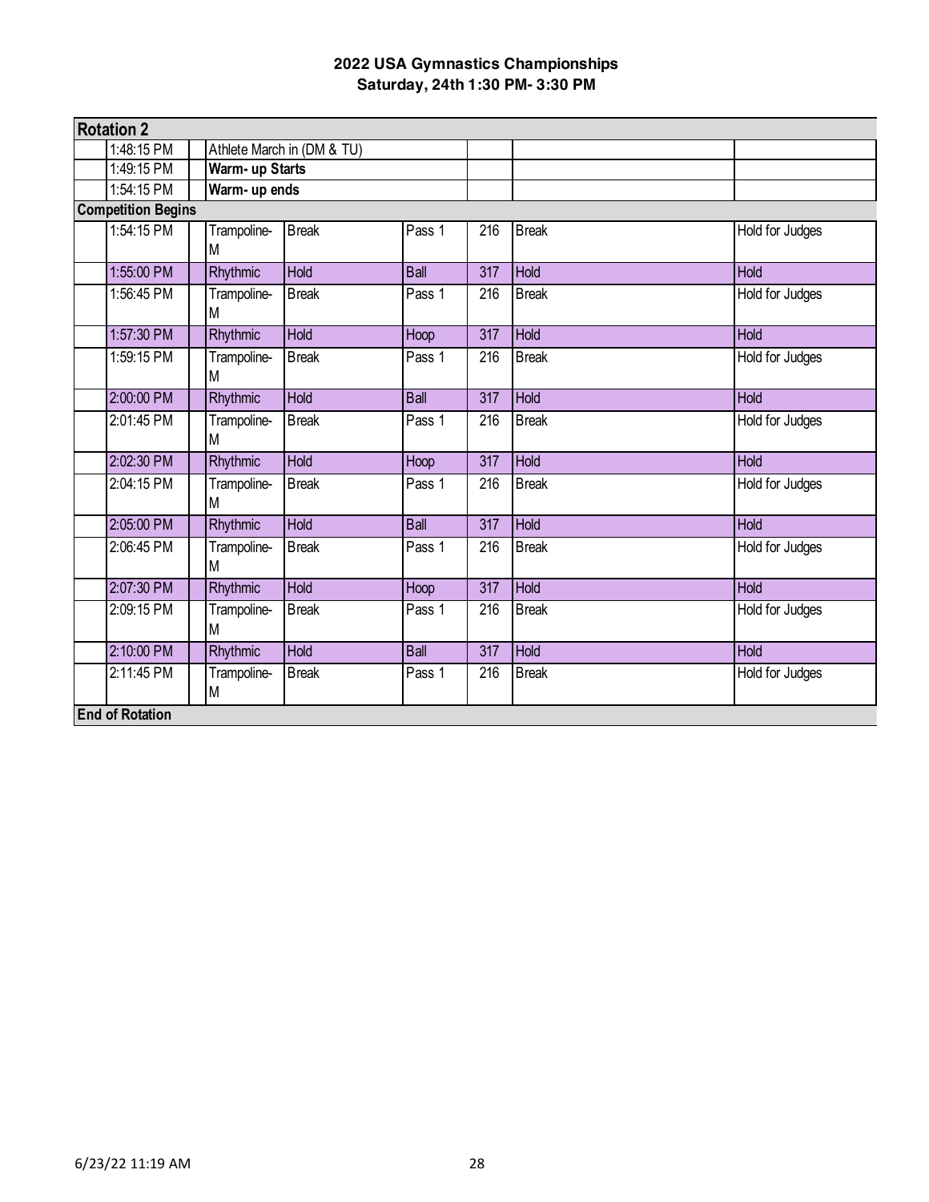# 2022 USA Gymnastics Championships
## Saturday, 24th 1:30 PM- 3:30 PM

| Rotation 2 | | | | | | | |
|---|---|---|---|---|---|---|---|
| | 1:48:15 PM | | Athlete March in (DM & TU) | | | | |
| | 1:49:15 PM | | **Warm- up Starts** | | | | |
| | 1:54:15 PM | | **Warm- up ends** | | | | |
| **Competition Begins** | | | | | | | |
| | 1:54:15 PM | | Trampoline-M | Break | Pass 1 | 216 | Break | Hold for Judges |
| | 1:55:00 PM | | Rhythmic | Hold | Ball | 317 | Hold | Hold |
| | 1:56:45 PM | | Trampoline-M | Break | Pass 1 | 216 | Break | Hold for Judges |
| | 1:57:30 PM | | Rhythmic | Hold | Hoop | 317 | Hold | Hold |
| | 1:59:15 PM | | Trampoline-M | Break | Pass 1 | 216 | Break | Hold for Judges |
| | 2:00:00 PM | | Rhythmic | Hold | Ball | 317 | Hold | Hold |
| | 2:01:45 PM | | Trampoline-M | Break | Pass 1 | 216 | Break | Hold for Judges |
| | 2:02:30 PM | | Rhythmic | Hold | Hoop | 317 | Hold | Hold |
| | 2:04:15 PM | | Trampoline-M | Break | Pass 1 | 216 | Break | Hold for Judges |
| | 2:05:00 PM | | Rhythmic | Hold | Ball | 317 | Hold | Hold |
| | 2:06:45 PM | | Trampoline-M | Break | Pass 1 | 216 | Break | Hold for Judges |
| | 2:07:30 PM | | Rhythmic | Hold | Hoop | 317 | Hold | Hold |
| | 2:09:15 PM | | Trampoline-M | Break | Pass 1 | 216 | Break | Hold for Judges |
| | 2:10:00 PM | | Rhythmic | Hold | Ball | 317 | Hold | Hold |
| | 2:11:45 PM | | Trampoline-M | Break | Pass 1 | 216 | Break | Hold for Judges |
| **End of Rotation** | | | | | | | |

6/23/22 11:19 AM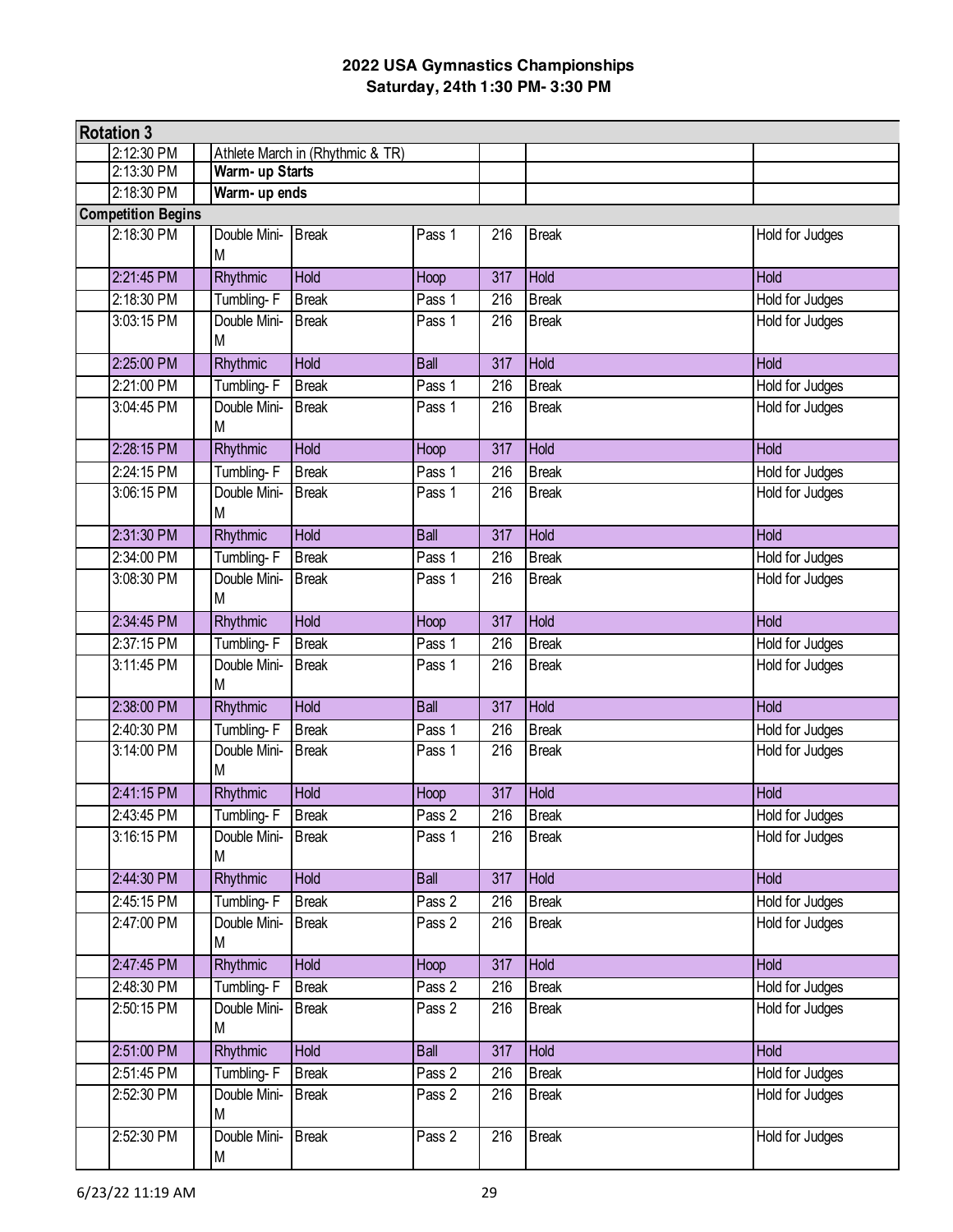# 2022 USA Gymnastics Championships
## Saturday, 24th 1:30 PM- 3:30 PM

| Rotation 3 | | | | | | | | |
|---|---|---|---|---|---|---|---|---|
| | 2:12:30 PM | | Athlete March in (Rhythmic & TR) | | | | | |
| | 2:13:30 PM | | **Warm- up Starts** | | | | | |
| | 2:18:30 PM | | **Warm- up ends** | | | | | |
| **Competition Begins** | | | | | | | | |
| | 2:18:30 PM | | Double Mini-M | Break | Pass 1 | 216 | Break | Hold for Judges |
| | 2:21:45 PM | | Rhythmic | Hold | Hoop | 317 | Hold | Hold |
| | 2:18:30 PM | | Tumbling- F | Break | Pass 1 | 216 | Break | Hold for Judges |
| | 3:03:15 PM | | Double Mini-M | Break | Pass 1 | 216 | Break | Hold for Judges |
| | 2:25:00 PM | | Rhythmic | Hold | Ball | 317 | Hold | Hold |
| | 2:21:00 PM | | Tumbling- F | Break | Pass 1 | 216 | Break | Hold for Judges |
| | 3:04:45 PM | | Double Mini-M | Break | Pass 1 | 216 | Break | Hold for Judges |
| | 2:28:15 PM | | Rhythmic | Hold | Hoop | 317 | Hold | Hold |
| | 2:24:15 PM | | Tumbling- F | Break | Pass 1 | 216 | Break | Hold for Judges |
| | 3:06:15 PM | | Double Mini-M | Break | Pass 1 | 216 | Break | Hold for Judges |
| | 2:31:30 PM | | Rhythmic | Hold | Ball | 317 | Hold | Hold |
| | 2:34:00 PM | | Tumbling- F | Break | Pass 1 | 216 | Break | Hold for Judges |
| | 3:08:30 PM | | Double Mini-M | Break | Pass 1 | 216 | Break | Hold for Judges |
| | 2:34:45 PM | | Rhythmic | Hold | Hoop | 317 | Hold | Hold |
| | 2:37:15 PM | | Tumbling- F | Break | Pass 1 | 216 | Break | Hold for Judges |
| | 3:11:45 PM | | Double Mini-M | Break | Pass 1 | 216 | Break | Hold for Judges |
| | 2:38:00 PM | | Rhythmic | Hold | Ball | 317 | Hold | Hold |
| | 2:40:30 PM | | Tumbling- F | Break | Pass 1 | 216 | Break | Hold for Judges |
| | 3:14:00 PM | | Double Mini-M | Break | Pass 1 | 216 | Break | Hold for Judges |
| | 2:41:15 PM | | Rhythmic | Hold | Hoop | 317 | Hold | Hold |
| | 2:43:45 PM | | Tumbling- F | Break | Pass 2 | 216 | Break | Hold for Judges |
| | 3:16:15 PM | | Double Mini-M | Break | Pass 1 | 216 | Break | Hold for Judges |
| | 2:44:30 PM | | Rhythmic | Hold | Ball | 317 | Hold | Hold |
| | 2:45:15 PM | | Tumbling- F | Break | Pass 2 | 216 | Break | Hold for Judges |
| | 2:47:00 PM | | Double Mini-M | Break | Pass 2 | 216 | Break | Hold for Judges |
| | 2:47:45 PM | | Rhythmic | Hold | Hoop | 317 | Hold | Hold |
| | 2:48:30 PM | | Tumbling- F | Break | Pass 2 | 216 | Break | Hold for Judges |
| | 2:50:15 PM | | Double Mini-M | Break | Pass 2 | 216 | Break | Hold for Judges |
| | 2:51:00 PM | | Rhythmic | Hold | Ball | 317 | Hold | Hold |
| | 2:51:45 PM | | Tumbling- F | Break | Pass 2 | 216 | Break | Hold for Judges |
| | 2:52:30 PM | | Double Mini-M | Break | Pass 2 | 216 | Break | Hold for Judges |
| | 2:52:30 PM | | Double Mini-M | Break | Pass 2 | 216 | Break | Hold for Judges |

6/23/22 11:19 AM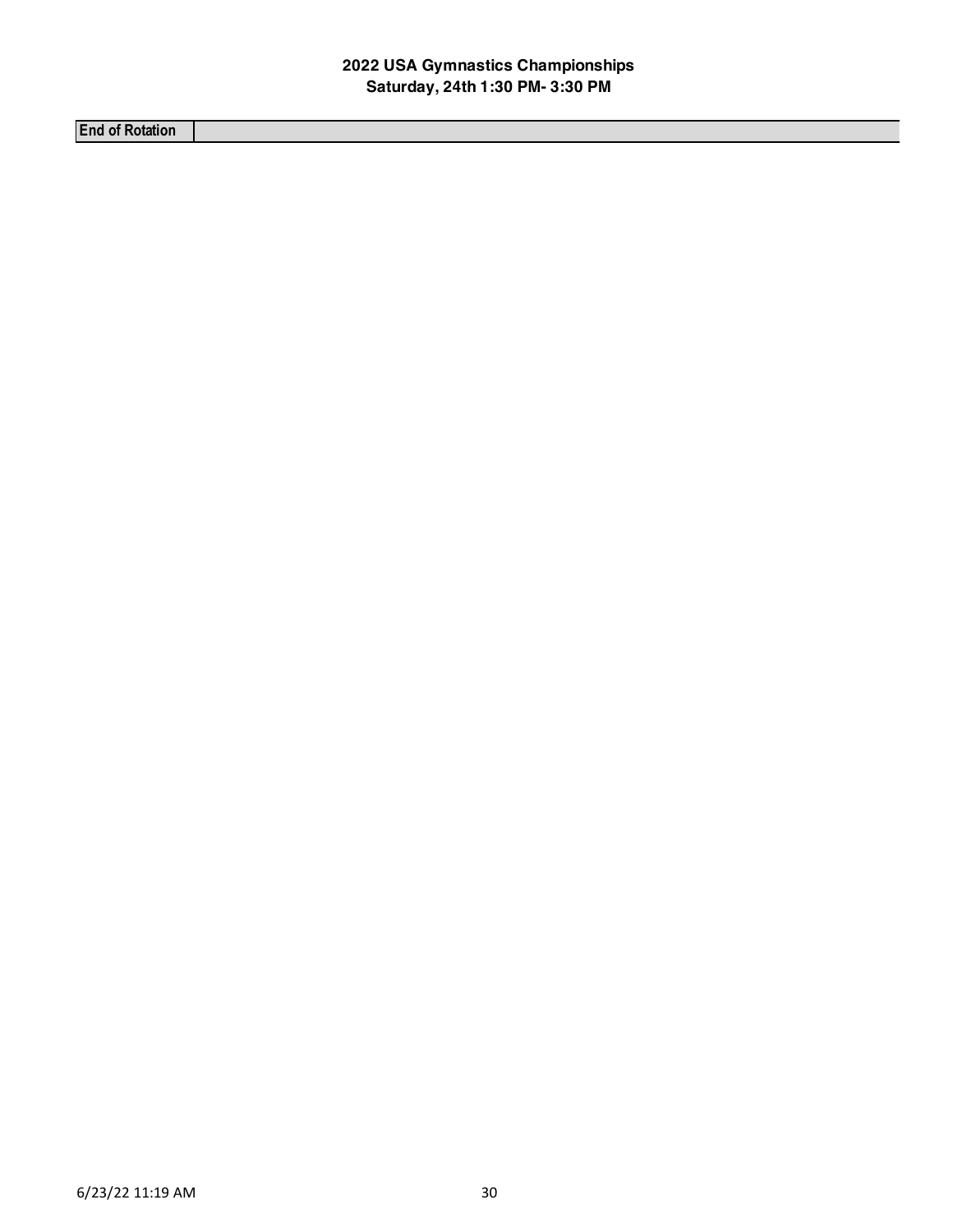**2022 USA Gymnastics Championships**
**Saturday, 24th 1:30 PM- 3:30 PM**

| End of Rotation | |
|---|---|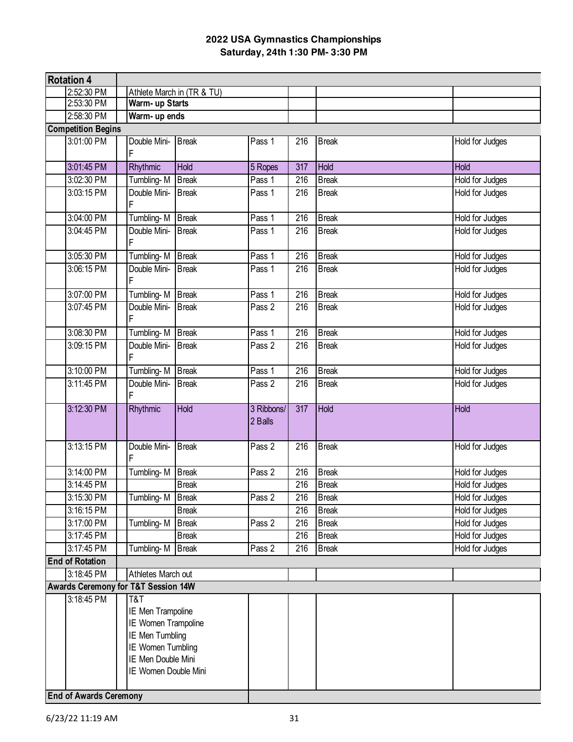**2022 USA Gymnastics Championships**
**Saturday, 24th 1:30 PM- 3:30 PM**

| **Rotation 4** | | | | | | |
|---|---|---|---|---|---|---|
| 2:52:30 PM | Athlete March in (TR & TU) | | | | | |
| 2:53:30 PM | **Warm- up Starts** | | | | | |
| 2:58:30 PM | **Warm- up ends** | | | | | |
| **Competition Begins** | | | | | | |
| 3:01:00 PM | Double Mini- F | Break | Pass 1 | 216 | Break | Hold for Judges |
| 3:01:45 PM | Rhythmic | Hold | 5 Ropes | 317 | Hold | Hold |
| 3:02:30 PM | Tumbling- M | Break | Pass 1 | 216 | Break | Hold for Judges |
| 3:03:15 PM | Double Mini- F | Break | Pass 1 | 216 | Break | Hold for Judges |
| 3:04:00 PM | Tumbling- M | Break | Pass 1 | 216 | Break | Hold for Judges |
| 3:04:45 PM | Double Mini- F | Break | Pass 1 | 216 | Break | Hold for Judges |
| 3:05:30 PM | Tumbling- M | Break | Pass 1 | 216 | Break | Hold for Judges |
| 3:06:15 PM | Double Mini- F | Break | Pass 1 | 216 | Break | Hold for Judges |
| 3:07:00 PM | Tumbling- M | Break | Pass 1 | 216 | Break | Hold for Judges |
| 3:07:45 PM | Double Mini- F | Break | Pass 2 | 216 | Break | Hold for Judges |
| 3:08:30 PM | Tumbling- M | Break | Pass 1 | 216 | Break | Hold for Judges |
| 3:09:15 PM | Double Mini- F | Break | Pass 2 | 216 | Break | Hold for Judges |
| 3:10:00 PM | Tumbling- M | Break | Pass 1 | 216 | Break | Hold for Judges |
| 3:11:45 PM | Double Mini- F | Break | Pass 2 | 216 | Break | Hold for Judges |
| 3:12:30 PM | Rhythmic | Hold | 3 Ribbons/ 2 Balls | 317 | Hold | Hold |
| 3:13:15 PM | Double Mini- F | Break | Pass 2 | 216 | Break | Hold for Judges |
| 3:14:00 PM | Tumbling- M | Break | Pass 2 | 216 | Break | Hold for Judges |
| 3:14:45 PM | | Break | | 216 | Break | Hold for Judges |
| 3:15:30 PM | Tumbling- M | Break | Pass 2 | 216 | Break | Hold for Judges |
| 3:16:15 PM | | Break | | 216 | Break | Hold for Judges |
| 3:17:00 PM | Tumbling- M | Break | Pass 2 | 216 | Break | Hold for Judges |
| 3:17:45 PM | | Break | | 216 | Break | Hold for Judges |
| 3:17:45 PM | Tumbling- M | Break | Pass 2 | 216 | Break | Hold for Judges |
| **End of Rotation** | | | | | | |
| 3:18:45 PM | Athletes March out | | | | | |
| **Awards Ceremony for T&T Session 14W** | | | | | | |
| 3:18:45 PM | T&T<br>IE Men Trampoline<br>IE Women Trampoline<br>IE Men Tumbling<br>IE Women Tumbling<br>IE Men Double Mini<br>IE Women Double Mini | | | | | |
| **End of Awards Ceremony** | | | | | | |

6/23/22 11:19 AM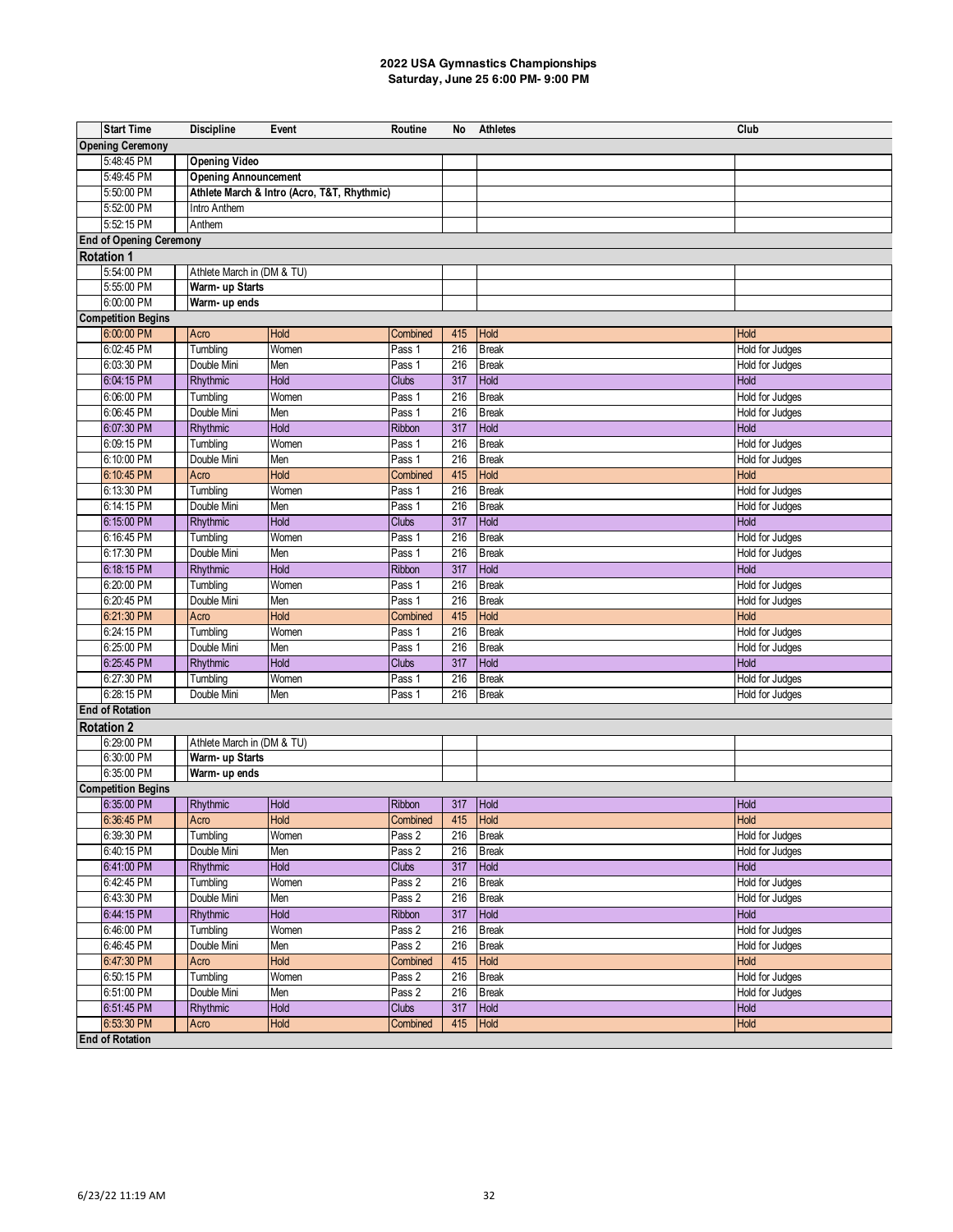# 2022 USA Gymnastics Championships

## Saturday, June 25 6:00 PM- 9:00 PM

| Start Time | Discipline | Event | Routine | No | Athletes | Club |
|---|---|---|---|---|---|---|
| **Opening Ceremony** | | | | | | |
| 5:48:45 PM | **Opening Video** | | | | | |
| 5:49:45 PM | **Opening Announcement** | | | | | |
| 5:50:00 PM | **Athlete March & Intro (Acro, T&T, Rhythmic)** | | | | | |
| 5:52:00 PM | Intro Anthem | | | | | |
| 5:52:15 PM | Anthem | | | | | |
| **End of Opening Ceremony** | | | | | | |
| **Rotation 1** | | | | | | |
| 5:54:00 PM | Athlete March in (DM & TU) | | | | | |
| 5:55:00 PM | **Warm- up Starts** | | | | | |
| 6:00:00 PM | **Warm- up ends** | | | | | |
| **Competition Begins** | | | | | | |
| 6:00:00 PM | Acro | Hold | Combined | 415 | Hold | Hold |
| 6:02:45 PM | Tumbling | Women | Pass 1 | 216 | Break | Hold for Judges |
| 6:03:30 PM | Double Mini | Men | Pass 1 | 216 | Break | Hold for Judges |
| 6:04:15 PM | Rhythmic | Hold | Clubs | 317 | Hold | Hold |
| 6:06:00 PM | Tumbling | Women | Pass 1 | 216 | Break | Hold for Judges |
| 6:06:45 PM | Double Mini | Men | Pass 1 | 216 | Break | Hold for Judges |
| 6:07:30 PM | Rhythmic | Hold | Ribbon | 317 | Hold | Hold |
| 6:09:15 PM | Tumbling | Women | Pass 1 | 216 | Break | Hold for Judges |
| 6:10:00 PM | Double Mini | Men | Pass 1 | 216 | Break | Hold for Judges |
| 6:10:45 PM | Acro | Hold | Combined | 415 | Hold | Hold |
| 6:13:30 PM | Tumbling | Women | Pass 1 | 216 | Break | Hold for Judges |
| 6:14:15 PM | Double Mini | Men | Pass 1 | 216 | Break | Hold for Judges |
| 6:15:00 PM | Rhythmic | Hold | Clubs | 317 | Hold | Hold |
| 6:16:45 PM | Tumbling | Women | Pass 1 | 216 | Break | Hold for Judges |
| 6:17:30 PM | Double Mini | Men | Pass 1 | 216 | Break | Hold for Judges |
| 6:18:15 PM | Rhythmic | Hold | Ribbon | 317 | Hold | Hold |
| 6:20:00 PM | Tumbling | Women | Pass 1 | 216 | Break | Hold for Judges |
| 6:20:45 PM | Double Mini | Men | Pass 1 | 216 | Break | Hold for Judges |
| 6:21:30 PM | Acro | Hold | Combined | 415 | Hold | Hold |
| 6:24:15 PM | Tumbling | Women | Pass 1 | 216 | Break | Hold for Judges |
| 6:25:00 PM | Double Mini | Men | Pass 1 | 216 | Break | Hold for Judges |
| 6:25:45 PM | Rhythmic | Hold | Clubs | 317 | Hold | Hold |
| 6:27:30 PM | Tumbling | Women | Pass 1 | 216 | Break | Hold for Judges |
| 6:28:15 PM | Double Mini | Men | Pass 1 | 216 | Break | Hold for Judges |
| **End of Rotation** | | | | | | |
| **Rotation 2** | | | | | | |
| 6:29:00 PM | Athlete March in (DM & TU) | | | | | |
| 6:30:00 PM | **Warm- up Starts** | | | | | |
| 6:35:00 PM | **Warm- up ends** | | | | | |
| **Competition Begins** | | | | | | |
| 6:35:00 PM | Rhythmic | Hold | Ribbon | 317 | Hold | Hold |
| 6:36:45 PM | Acro | Hold | Combined | 415 | Hold | Hold |
| 6:39:30 PM | Tumbling | Women | Pass 2 | 216 | Break | Hold for Judges |
| 6:40:15 PM | Double Mini | Men | Pass 2 | 216 | Break | Hold for Judges |
| 6:41:00 PM | Rhythmic | Hold | Clubs | 317 | Hold | Hold |
| 6:42:45 PM | Tumbling | Women | Pass 2 | 216 | Break | Hold for Judges |
| 6:43:30 PM | Double Mini | Men | Pass 2 | 216 | Break | Hold for Judges |
| 6:44:15 PM | Rhythmic | Hold | Ribbon | 317 | Hold | Hold |
| 6:46:00 PM | Tumbling | Women | Pass 2 | 216 | Break | Hold for Judges |
| 6:46:45 PM | Double Mini | Men | Pass 2 | 216 | Break | Hold for Judges |
| 6:47:30 PM | Acro | Hold | Combined | 415 | Hold | Hold |
| 6:50:15 PM | Tumbling | Women | Pass 2 | 216 | Break | Hold for Judges |
| 6:51:00 PM | Double Mini | Men | Pass 2 | 216 | Break | Hold for Judges |
| 6:51:45 PM | Rhythmic | Hold | Clubs | 317 | Hold | Hold |
| 6:53:30 PM | Acro | Hold | Combined | 415 | Hold | Hold |
| **End of Rotation** | | | | | | |

6/23/22 11:19 AM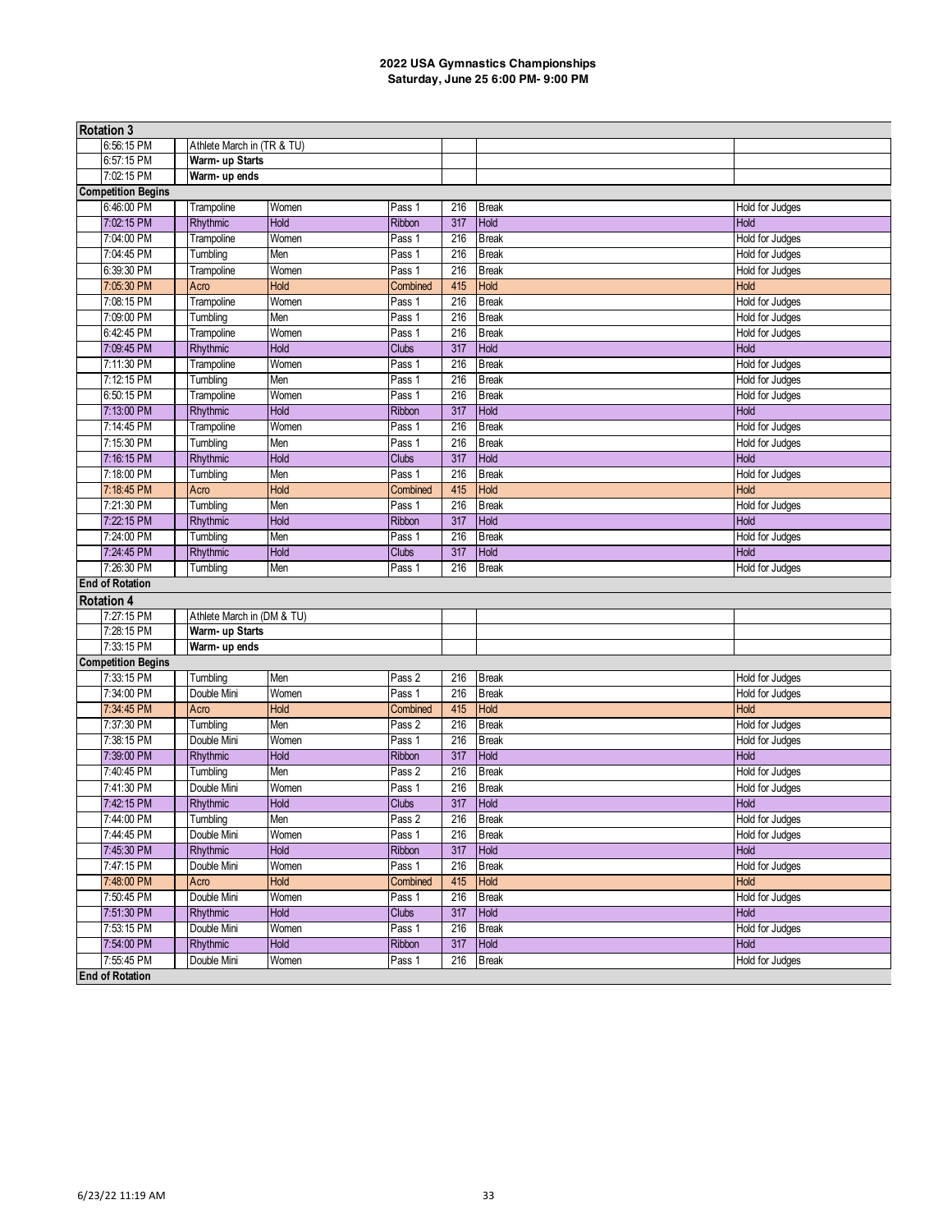**2022 USA Gymnastics Championships**
**Saturday, June 25 6:00 PM- 9:00 PM**

| Rotation 3 | | | | | | |
|---|---|---|---|---|---|---|
| 6:56:15 PM | Athlete March in (TR & TU) | | | | | |
| 6:57:15 PM | **Warm- up Starts** | | | | | |
| 7:02:15 PM | **Warm- up ends** | | | | | |
| **Competition Begins** | | | | | | |
| 6:46:00 PM | Trampoline | Women | Pass 1 | 216 | Break | Hold for Judges |
| 7:02:15 PM | Rhythmic | Hold | Ribbon | 317 | Hold | Hold |
| 7:04:00 PM | Trampoline | Women | Pass 1 | 216 | Break | Hold for Judges |
| 7:04:45 PM | Tumbling | Men | Pass 1 | 216 | Break | Hold for Judges |
| 6:39:30 PM | Trampoline | Women | Pass 1 | 216 | Break | Hold for Judges |
| 7:05:30 PM | Acro | Hold | Combined | 415 | Hold | Hold |
| 7:08:15 PM | Trampoline | Women | Pass 1 | 216 | Break | Hold for Judges |
| 7:09:00 PM | Tumbling | Men | Pass 1 | 216 | Break | Hold for Judges |
| 6:42:45 PM | Trampoline | Women | Pass 1 | 216 | Break | Hold for Judges |
| 7:09:45 PM | Rhythmic | Hold | Clubs | 317 | Hold | Hold |
| 7:11:30 PM | Trampoline | Women | Pass 1 | 216 | Break | Hold for Judges |
| 7:12:15 PM | Tumbling | Men | Pass 1 | 216 | Break | Hold for Judges |
| 6:50:15 PM | Trampoline | Women | Pass 1 | 216 | Break | Hold for Judges |
| 7:13:00 PM | Rhythmic | Hold | Ribbon | 317 | Hold | Hold |
| 7:14:45 PM | Trampoline | Women | Pass 1 | 216 | Break | Hold for Judges |
| 7:15:30 PM | Tumbling | Men | Pass 1 | 216 | Break | Hold for Judges |
| 7:16:15 PM | Rhythmic | Hold | Clubs | 317 | Hold | Hold |
| 7:18:00 PM | Tumbling | Men | Pass 1 | 216 | Break | Hold for Judges |
| 7:18:45 PM | Acro | Hold | Combined | 415 | Hold | Hold |
| 7:21:30 PM | Tumbling | Men | Pass 1 | 216 | Break | Hold for Judges |
| 7:22:15 PM | Rhythmic | Hold | Ribbon | 317 | Hold | Hold |
| 7:24:00 PM | Tumbling | Men | Pass 1 | 216 | Break | Hold for Judges |
| 7:24:45 PM | Rhythmic | Hold | Clubs | 317 | Hold | Hold |
| 7:26:30 PM | Tumbling | Men | Pass 1 | 216 | Break | Hold for Judges |
| **End of Rotation** | | | | | | |

| Rotation 4 | | | | | | |
|---|---|---|---|---|---|---|
| 7:27:15 PM | Athlete March in (DM & TU) | | | | | |
| 7:28:15 PM | **Warm- up Starts** | | | | | |
| 7:33:15 PM | **Warm- up ends** | | | | | |
| **Competition Begins** | | | | | | |
| 7:33:15 PM | Tumbling | Men | Pass 2 | 216 | Break | Hold for Judges |
| 7:34:00 PM | Double Mini | Women | Pass 1 | 216 | Break | Hold for Judges |
| 7:34:45 PM | Acro | Hold | Combined | 415 | Hold | Hold |
| 7:37:30 PM | Tumbling | Men | Pass 2 | 216 | Break | Hold for Judges |
| 7:38:15 PM | Double Mini | Women | Pass 1 | 216 | Break | Hold for Judges |
| 7:39:00 PM | Rhythmic | Hold | Ribbon | 317 | Hold | Hold |
| 7:40:45 PM | Tumbling | Men | Pass 2 | 216 | Break | Hold for Judges |
| 7:41:30 PM | Double Mini | Women | Pass 1 | 216 | Break | Hold for Judges |
| 7:42:15 PM | Rhythmic | Hold | Clubs | 317 | Hold | Hold |
| 7:44:00 PM | Tumbling | Men | Pass 2 | 216 | Break | Hold for Judges |
| 7:44:45 PM | Double Mini | Women | Pass 1 | 216 | Break | Hold for Judges |
| 7:45:30 PM | Rhythmic | Hold | Ribbon | 317 | Hold | Hold |
| 7:47:15 PM | Double Mini | Women | Pass 1 | 216 | Break | Hold for Judges |
| 7:48:00 PM | Acro | Hold | Combined | 415 | Hold | Hold |
| 7:50:45 PM | Double Mini | Women | Pass 1 | 216 | Break | Hold for Judges |
| 7:51:30 PM | Rhythmic | Hold | Clubs | 317 | Hold | Hold |
| 7:53:15 PM | Double Mini | Women | Pass 1 | 216 | Break | Hold for Judges |
| 7:54:00 PM | Rhythmic | Hold | Ribbon | 317 | Hold | Hold |
| 7:55:45 PM | Double Mini | Women | Pass 1 | 216 | Break | Hold for Judges |
| **End of Rotation** | | | | | | |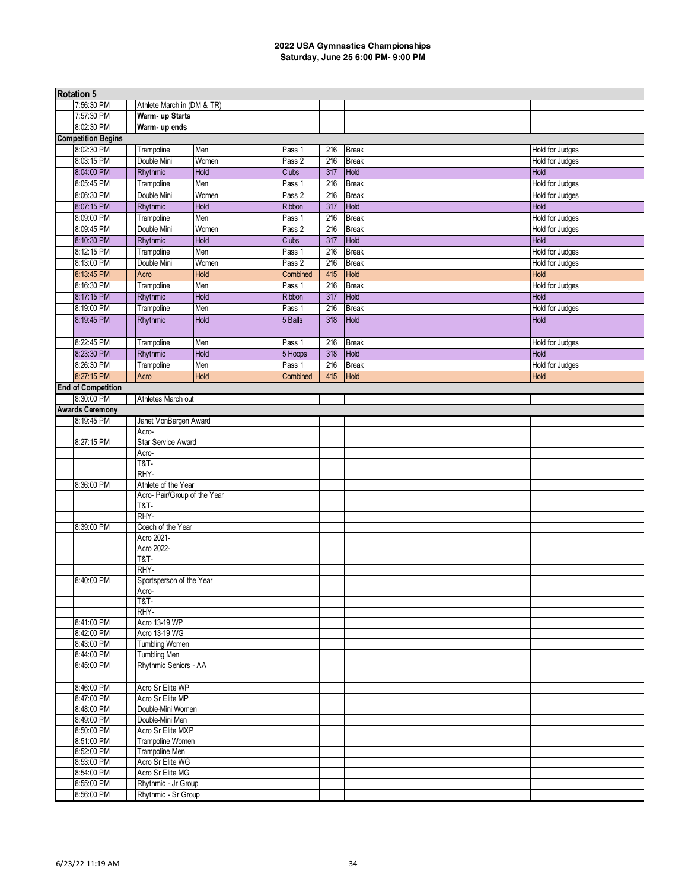**2022 USA Gymnastics Championships**
**Saturday, June 25 6:00 PM- 9:00 PM**

| **Rotation 5** | | | | | | |
|---|---|---|---|---|---|---|
| 7:56:30 PM | Athlete March in (DM & TR) | | | | | |
| 7:57:30 PM | **Warm- up Starts** | | | | | |
| 8:02:30 PM | **Warm- up ends** | | | | | |
| **Competition Begins** | | | | | | |
| 8:02:30 PM | Trampoline | Men | Pass 1 | 216 | Break | Hold for Judges |
| 8:03:15 PM | Double Mini | Women | Pass 2 | 216 | Break | Hold for Judges |
| 8:04:00 PM | Rhythmic | Hold | Clubs | 317 | Hold | Hold |
| 8:05:45 PM | Trampoline | Men | Pass 1 | 216 | Break | Hold for Judges |
| 8:06:30 PM | Double Mini | Women | Pass 2 | 216 | Break | Hold for Judges |
| 8:07:15 PM | Rhythmic | Hold | Ribbon | 317 | Hold | Hold |
| 8:09:00 PM | Trampoline | Men | Pass 1 | 216 | Break | Hold for Judges |
| 8:09:45 PM | Double Mini | Women | Pass 2 | 216 | Break | Hold for Judges |
| 8:10:30 PM | Rhythmic | Hold | Clubs | 317 | Hold | Hold |
| 8:12:15 PM | Trampoline | Men | Pass 1 | 216 | Break | Hold for Judges |
| 8:13:00 PM | Double Mini | Women | Pass 2 | 216 | Break | Hold for Judges |
| 8:13:45 PM | Acro | Hold | Combined | 415 | Hold | Hold |
| 8:16:30 PM | Trampoline | Men | Pass 1 | 216 | Break | Hold for Judges |
| 8:17:15 PM | Rhythmic | Hold | Ribbon | 317 | Hold | Hold |
| 8:19:00 PM | Trampoline | Men | Pass 1 | 216 | Break | Hold for Judges |
| 8:19:45 PM | Rhythmic | Hold | 5 Balls | 318 | Hold | Hold |
| 8:22:45 PM | Trampoline | Men | Pass 1 | 216 | Break | Hold for Judges |
| 8:23:30 PM | Rhythmic | Hold | 5 Hoops | 318 | Hold | Hold |
| 8:26:30 PM | Trampoline | Men | Pass 1 | 216 | Break | Hold for Judges |
| 8:27:15 PM | Acro | Hold | Combined | 415 | Hold | Hold |
| **End of Competition** | | | | | | |
| 8:30:00 PM | Athletes March out | | | | | |
| **Awards Ceremony** | | | | | | |
| 8:19:45 PM | Janet VonBargen Award | | | | | |
| | Acro- | | | | | |
| 8:27:15 PM | Star Service Award | | | | | |
| | Acro- | | | | | |
| | T&T- | | | | | |
| | RHY- | | | | | |
| 8:36:00 PM | Athlete of the Year | | | | | |
| | Acro- Pair/Group of the Year | | | | | |
| | T&T- | | | | | |
| | RHY- | | | | | |
| 8:39:00 PM | Coach of the Year | | | | | |
| | Acro 2021- | | | | | |
| | Acro 2022- | | | | | |
| | T&T- | | | | | |
| | RHY- | | | | | |
| 8:40:00 PM | Sportsperson of the Year | | | | | |
| | Acro- | | | | | |
| | T&T- | | | | | |
| | RHY- | | | | | |
| 8:41:00 PM | Acro 13-19 WP | | | | | |
| 8:42:00 PM | Acro 13-19 WG | | | | | |
| 8:43:00 PM | Tumbling Women | | | | | |
| 8:44:00 PM | Tumbling Men | | | | | |
| 8:45:00 PM | Rhythmic Seniors - AA | | | | | |
| 8:46:00 PM | Acro Sr Elite WP | | | | | |
| 8:47:00 PM | Acro Sr Elite MP | | | | | |
| 8:48:00 PM | Double-Mini Women | | | | | |
| 8:49:00 PM | Double-Mini Men | | | | | |
| 8:50:00 PM | Acro Sr Elite MXP | | | | | |
| 8:51:00 PM | Trampoline Women | | | | | |
| 8:52:00 PM | Trampoline Men | | | | | |
| 8:53:00 PM | Acro Sr Elite WG | | | | | |
| 8:54:00 PM | Acro Sr Elite MG | | | | | |
| 8:55:00 PM | Rhythmic - Jr Group | | | | | |
| 8:56:00 PM | Rhythmic - Sr Group | | | | | |

6/23/22 11:19 AM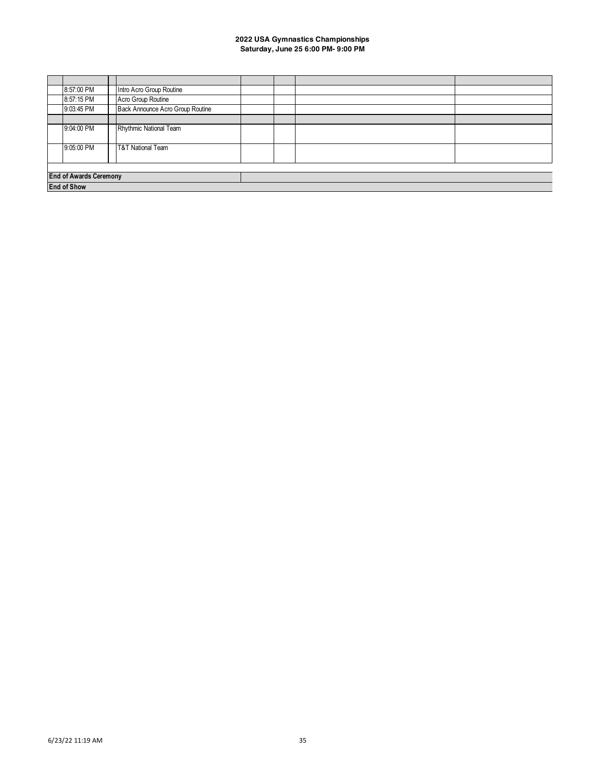**2022 USA Gymnastics Championships**
**Saturday, June 25 6:00 PM- 9:00 PM**

| | | | | | | | |
|---|---|---|---|---|---|---|---|
| | | | | | | | |
| | 8:57:00 PM | | Intro Acro Group Routine | | | | |
| | 8:57:15 PM | | Acro Group Routine | | | | |
| | 9:03:45 PM | | Back Announce Acro Group Routine | | | | |
| | | | | | | | |
| | 9:04:00 PM | | Rhythmic National Team | | | | |
| | 9:05:00 PM | | T&T National Team | | | | |
| **End of Awards Ceremony** | | | | | | | |
| **End of Show** | | | | | | | |

6/23/22 11:19 AM